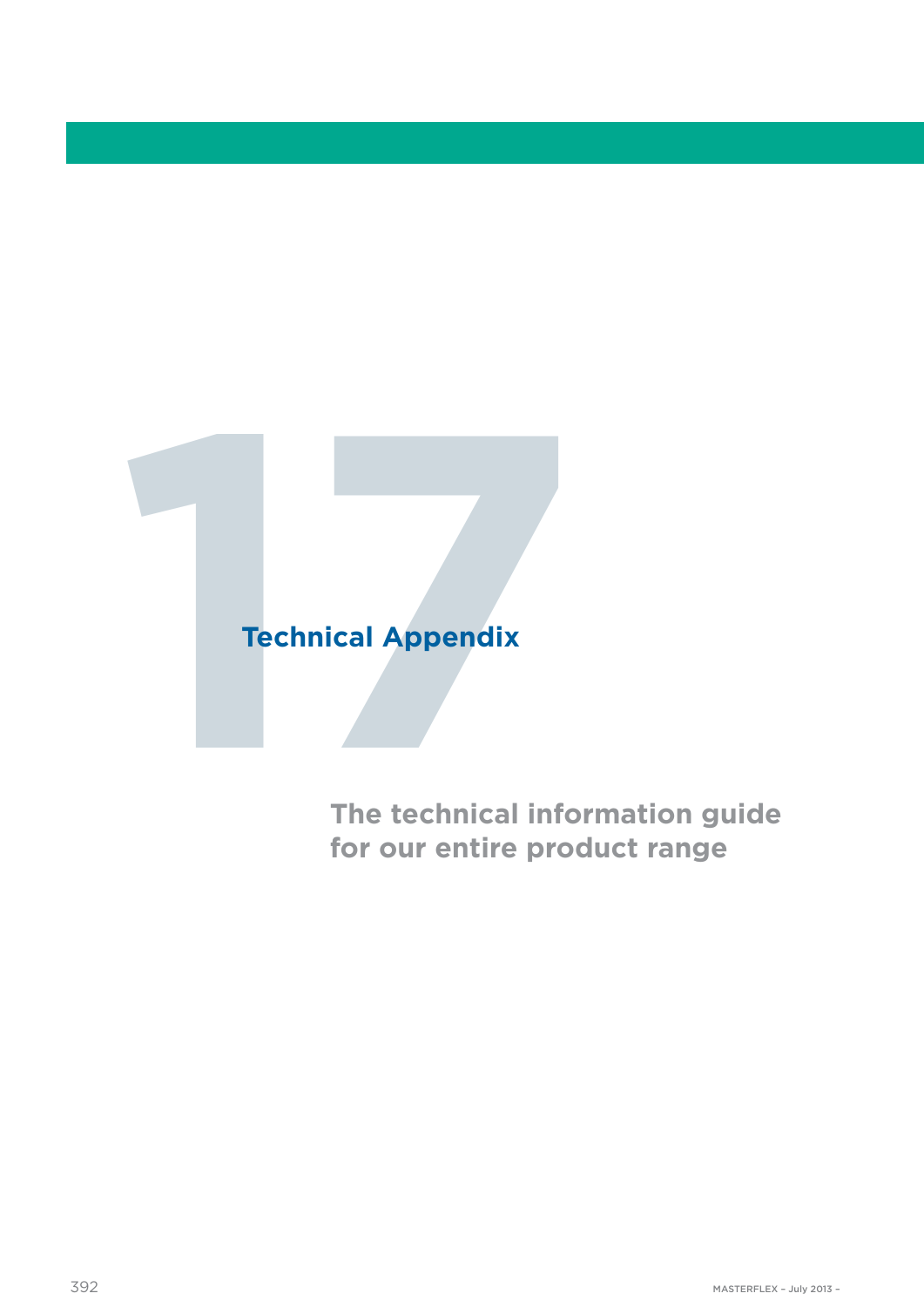# 17 Technical Appendix

**The technical information guide for our entire product range**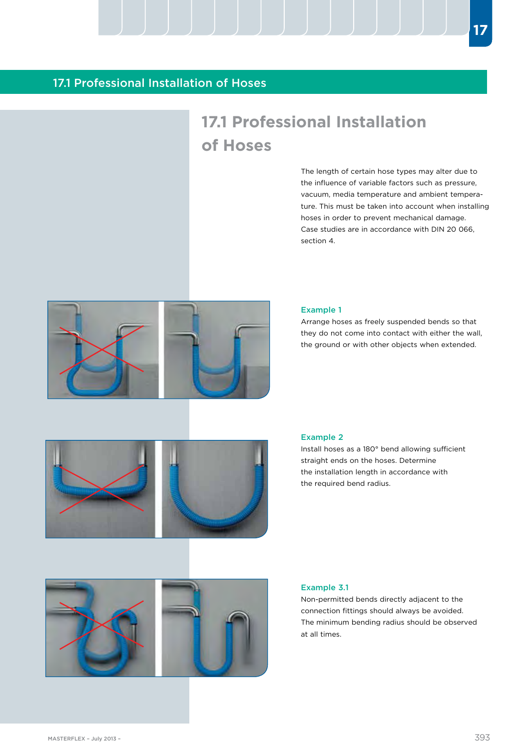## 17.1 Professional Installation of Hoses

# 17.1 Professional Installation of Hoses

The length of certain hose types may alter due to the influence of variable factors such as pressure, vacuum, media temperature and ambient temperature. This must be taken into account when installing hoses in order to prevent mechanical damage. Case studies are in accordance with DIN 20 066, section 4.

### Example 1

Arrange hoses as freely suspended bends so that they do not come into contact with either the wall, the ground or with other objects when extended.

### Example 2

Install hoses as a 180° bend allowing sufficient straight ends on the hoses. Determine the installation length in accordance with the required bend radius.

### Example 3.1

Non-permitted bends directly adjacent to the connection fittings should always be avoided. The minimum bending radius should be observed at all times.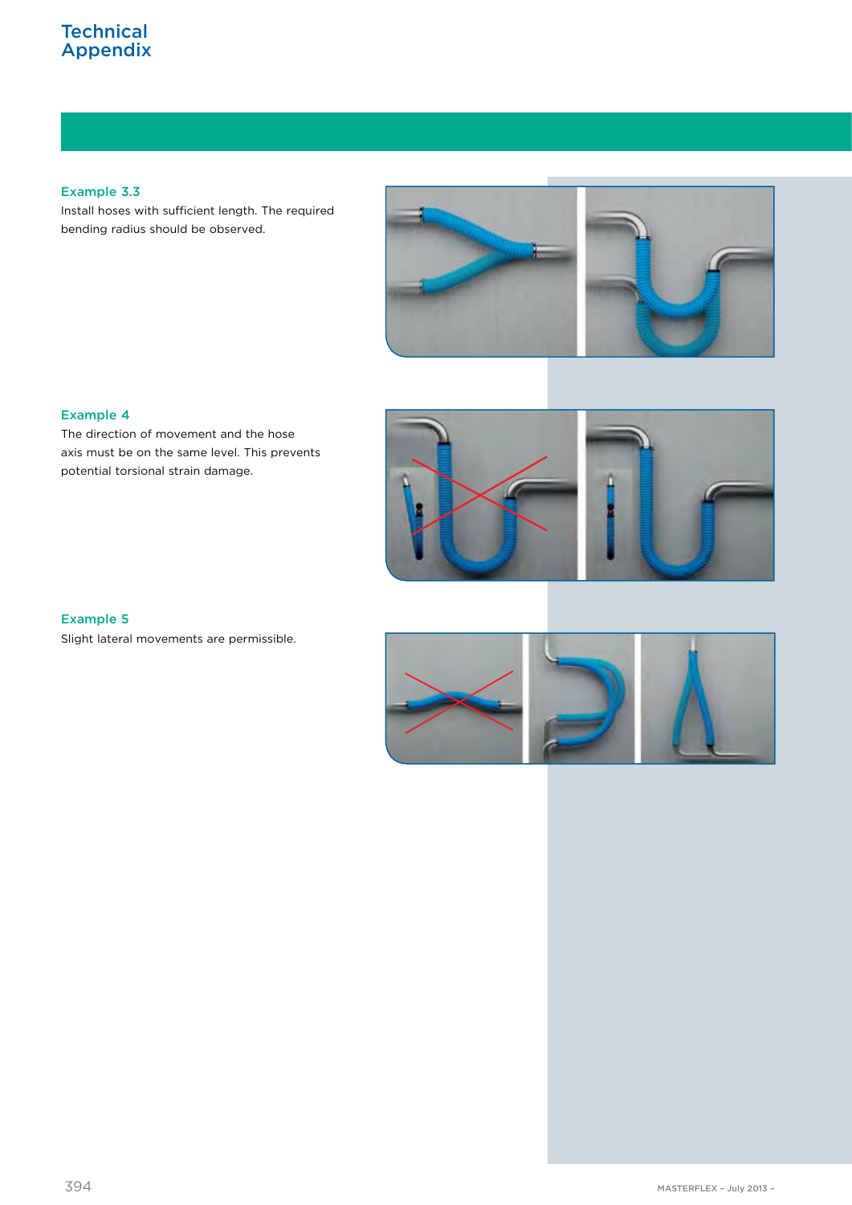# Technical Appendix

### Example 3.3

Install hoses with sufficient length. The required bending radius should be observed.

### Example 4

The direction of movement and the hose axis must be on the same level. This prevents potential torsional strain damage.

### Example 5

Slight lateral movements are permissible.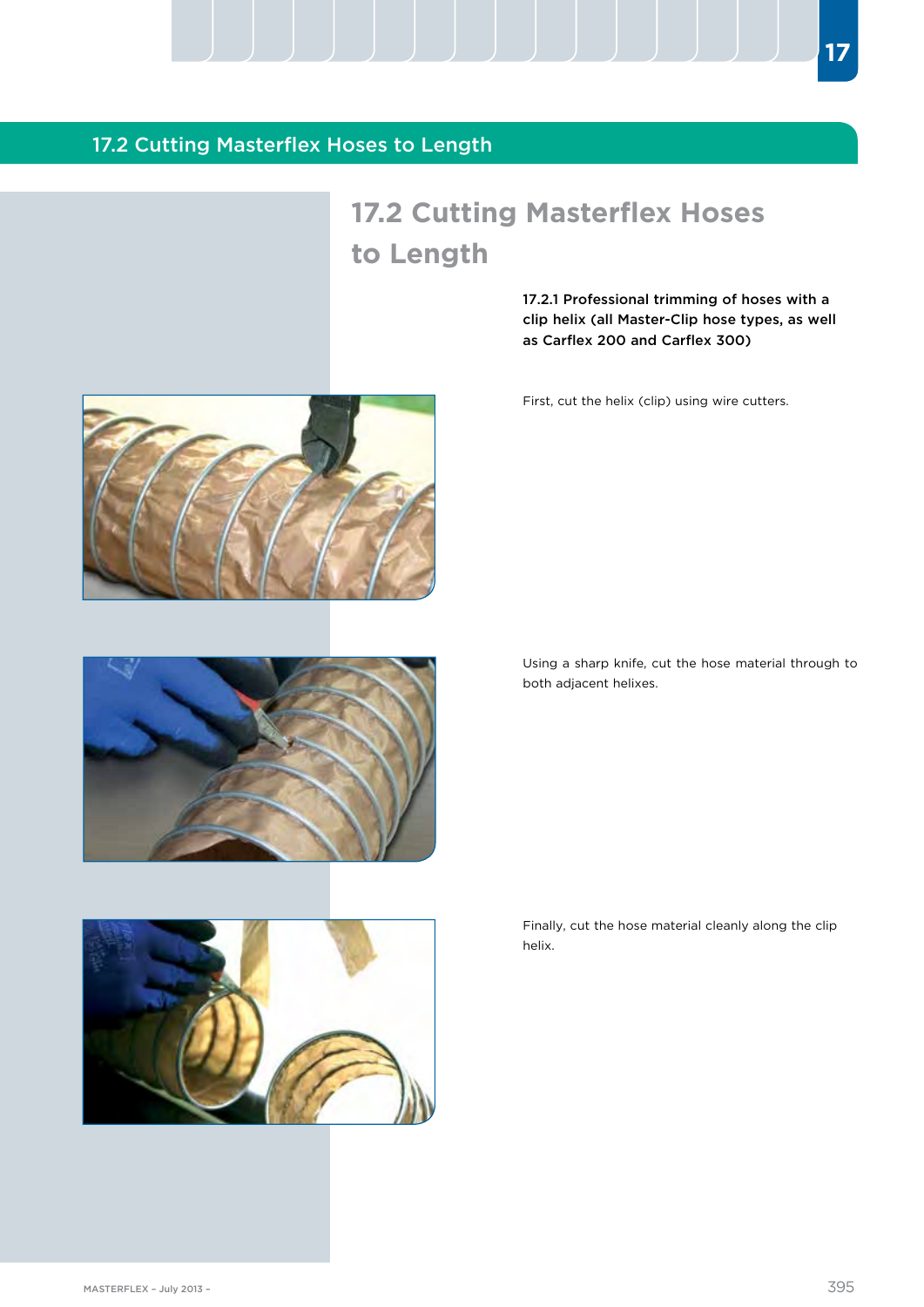# 17.2 Cutting Masterflex Hoses to Length

**17.2.1 Professional trimming of hoses with a clip helix (all Master-Clip hose types, as well as Carflex 200 and Carflex 300)**

First, cut the helix (clip) using wire cutters.

Using a sharp knife, cut the hose material through to both adjacent helixes.

Finally, cut the hose material cleanly along the clip helix.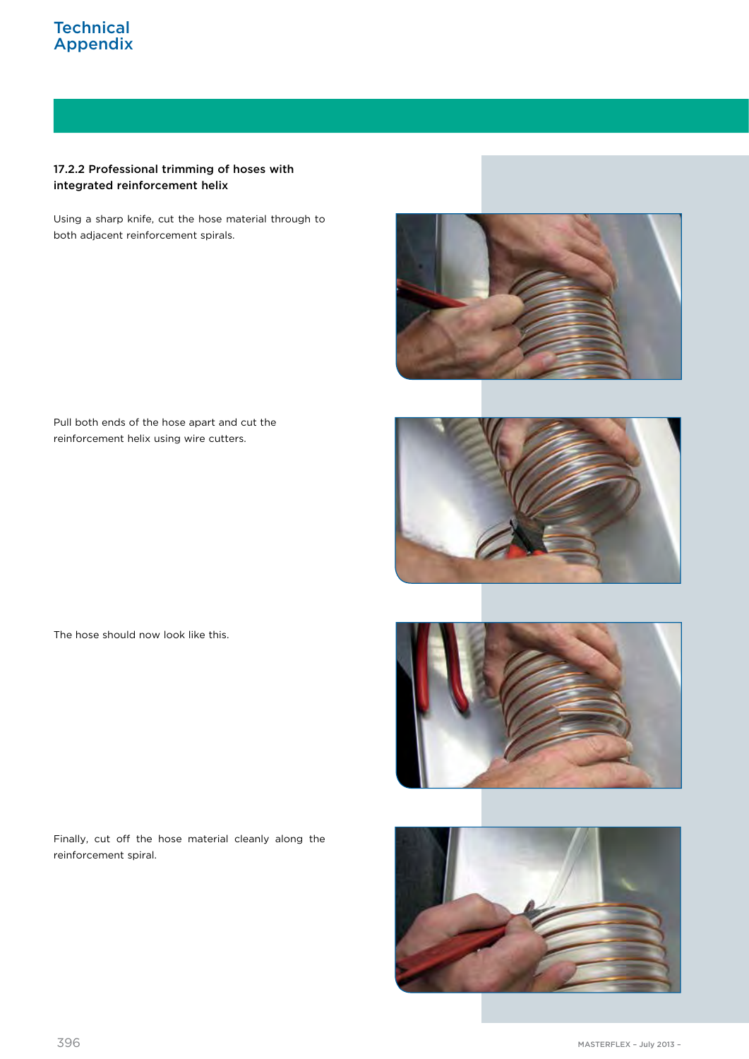### 17.2.2 Professional trimming of hoses with integrated reinforcement helix

Using a sharp knife, cut the hose material through to both adjacent reinforcement spirals.

Pull both ends of the hose apart and cut the reinforcement helix using wire cutters.

The hose should now look like this.

Finally, cut off the hose material cleanly along the reinforcement spiral.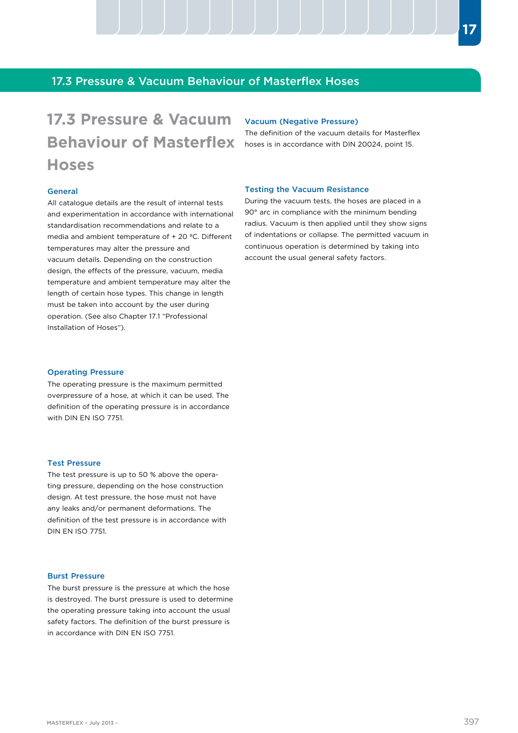# 17.3 Pressure & Vacuum Behaviour of Masterflex Hoses

### General

All catalogue details are the result of internal tests and experimentation in accordance with international standardisation recommendations and relate to a media and ambient temperature of + 20 ºC. Different temperatures may alter the pressure and vacuum details. Depending on the construction design, the effects of the pressure, vacuum, media temperature and ambient temperature may alter the length of certain hose types. This change in length must be taken into account by the user during operation. (See also Chapter 17.1 "Professional Installation of Hoses").

### Operating Pressure

The operating pressure is the maximum permitted overpressure of a hose, at which it can be used. The definition of the operating pressure is in accordance with DIN EN ISO 7751.

### Test Pressure

The test pressure is up to 50 % above the operating pressure, depending on the hose construction design. At test pressure, the hose must not have any leaks and/or permanent deformations. The definition of the test pressure is in accordance with DIN EN ISO 7751.

### Burst Pressure

The burst pressure is the pressure at which the hose is destroyed. The burst pressure is used to determine the operating pressure taking into account the usual safety factors. The definition of the burst pressure is in accordance with DIN EN ISO 7751.

### Vacuum (Negative Pressure)

The definition of the vacuum details for Masterflex hoses is in accordance with DIN 20024, point 15.

### Testing the Vacuum Resistance

During the vacuum tests, the hoses are placed in a 90° arc in compliance with the minimum bending radius. Vacuum is then applied until they show signs of indentations or collapse. The permitted vacuum in continuous operation is determined by taking into account the usual general safety factors.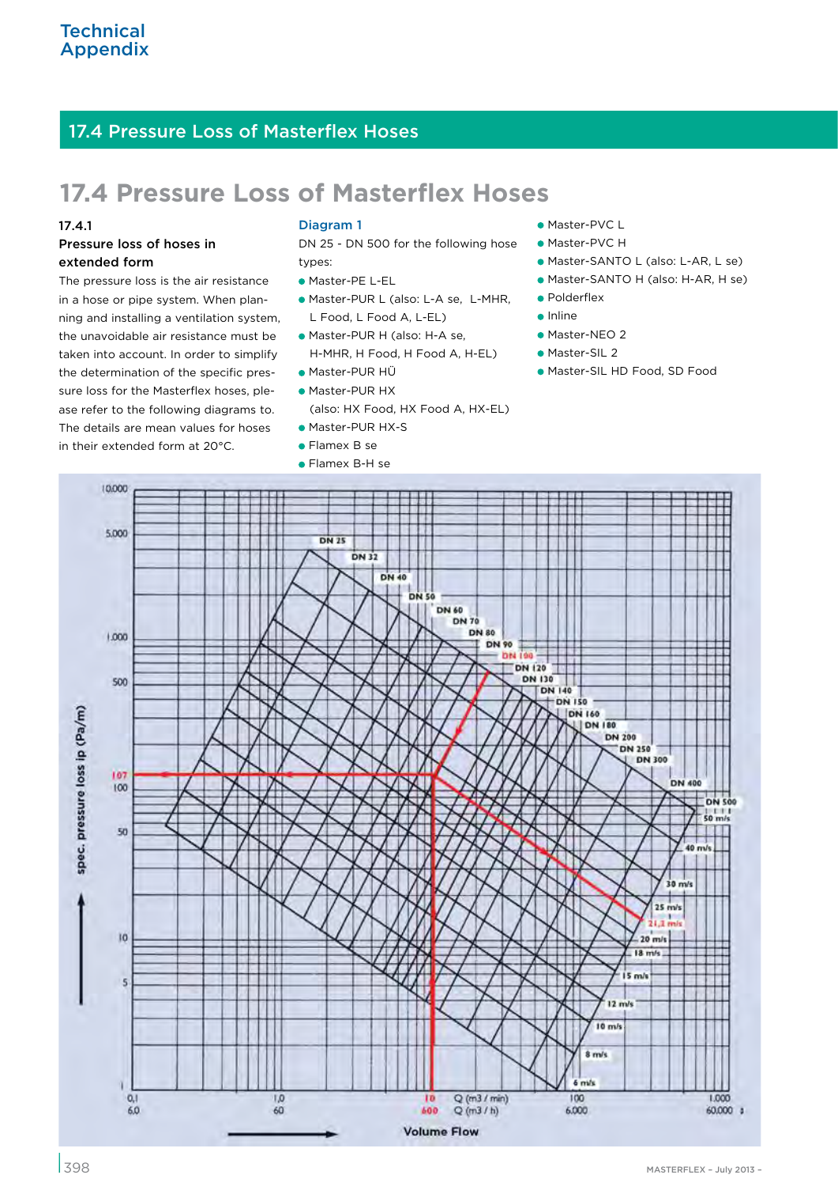# 17.4 Pressure Loss of Masterflex Hoses

### 17.4.1

**Pressure loss of hoses in extended form**

The pressure loss is the air resistance in a hose or pipe system. When planning and installing a ventilation system, the unavoidable air resistance must be taken into account. In order to simplify the determination of the specific pressure loss for the Masterflex hoses, please refer to the following diagrams to. The details are mean values for hoses in their extended form at 20°C.

**Diagram 1**

DN 25 - DN 500 for the following hose types:

- Master-PE L-EL
- Master-PUR L (also: L-A se, L-MHR, L Food, L Food A, L-EL)
- Master-PUR H (also: H-A se, H-MHR, H Food, H Food A, H-EL)
- Master-PUR HÜ
- Master-PUR HX (also: HX Food, HX Food A, HX-EL)
- Master-PUR HX-S
- Flamex B se
- Flamex B-H se
- Master-PVC L
- Master-PVC H
- Master-SANTO L (also: L-AR, L se)
- Master-SANTO H (also: H-AR, H se)
- Polderflex
- Inline
- Master-NEO 2
- Master-SIL 2
- Master-SIL HD Food, SD Food

spec. pressure loss ip (Pa/m) — 1, 5, 10, 50, 100, 107, 500, 1.000, 5.000, 10.000

DN 25, DN 32, DN 40, DN 50, DN 60, DN 70, DN 80, DN 90, DN 100, DN 120, DN 130, DN 140, DN 150, DN 160, DN 180, DN 200, DN 250, DN 300, DN 400, DN 500

50 m/s, 40 m/s, 30 m/s, 25 m/s, 21,2 m/s, 20 m/s, 18 m/s, 15 m/s, 12 m/s, 10 m/s, 8 m/s, 6 m/s

Q (m3 / min): 0,1 — 1,0 — 10 — 100 — 1.000

Q (m3 / h): 6,0 — 60 — 600 — 6.000 — 60.000

Volume Flow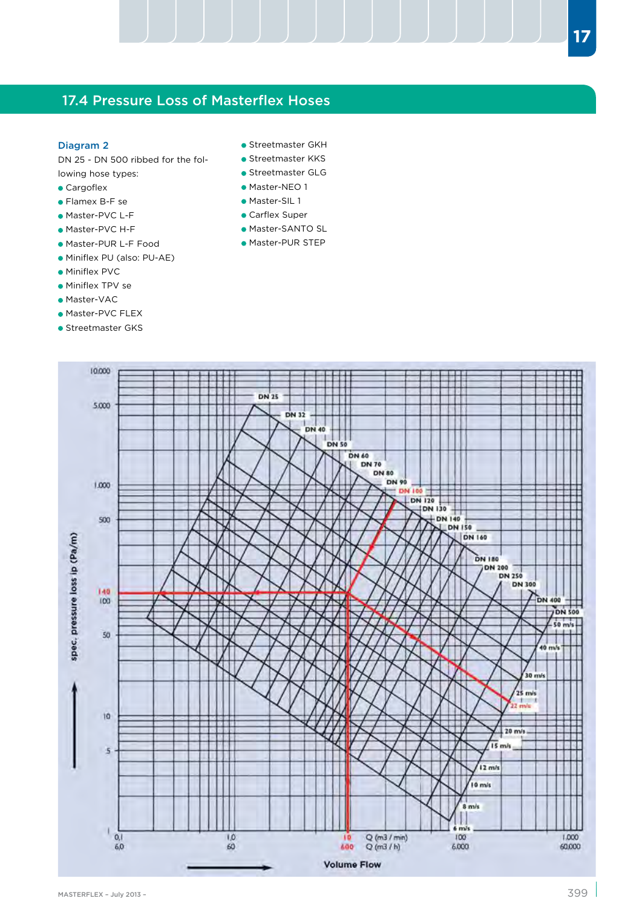## 17.4 Pressure Loss of Masterflex Hoses

**Diagram 2**

DN 25 - DN 500 ribbed for the following hose types:

- Cargoflex
- Flamex B-F se
- Master-PVC L-F
- Master-PVC H-F
- Master-PUR L-F Food
- Miniflex PU (also: PU-AE)
- Miniflex PVC
- Miniflex TPV se
- Master-VAC
- Master-PVC FLEX
- Streetmaster GKS
- Streetmaster GKH
- Streetmaster KKS
- Streetmaster GLG
- Master-NEO 1
- Master-SIL 1
- Carflex Super
- Master-SANTO SL
- Master-PUR STEP

spec. pressure loss Δp (Pa/m)

10.000, 5.000, 1.000, 500, 140, 100, 50, 10, 5, 1

DN 25, DN 32, DN 40, DN 50, DN 60, DN 70, DN 80, DN 90, DN 100, DN 120, DN 130, DN 140, DN 150, DN 160, DN 180, DN 200, DN 250, DN 300, DN 400, DN 500

50 m/s, 40 m/s, 30 m/s, 25 m/s, 22 m/s, 20 m/s, 15 m/s, 12 m/s, 10 m/s, 8 m/s, 6 m/s

Q (m3 / min): 0,1 – 1,0 – 10 – 100 – 1.000

Q (m3 / h): 6,0 – 60 – 600 – 6.000 – 60.000

Volume Flow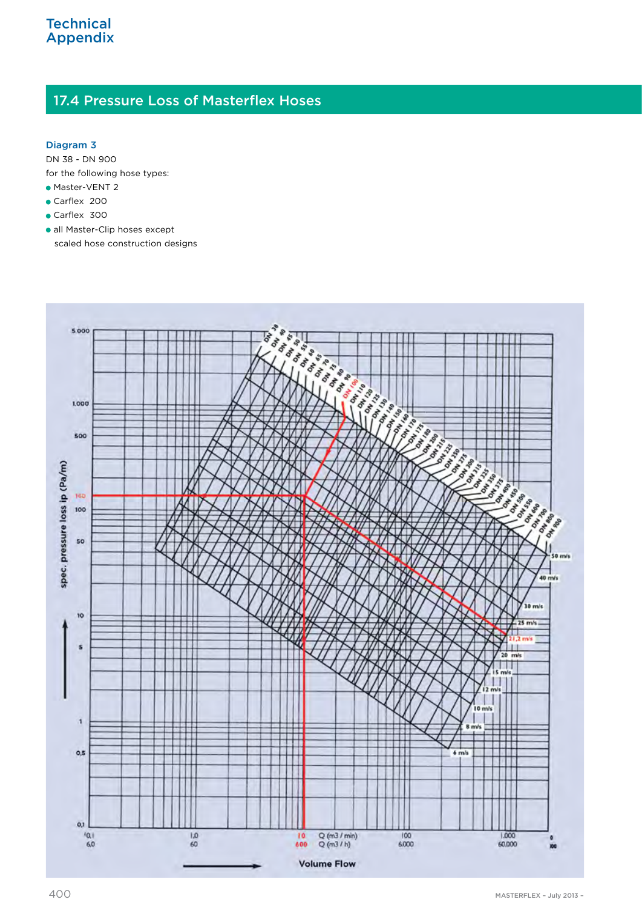## 17.4 Pressure Loss of Masterflex Hoses

### Diagram 3

DN 38 - DN 900

for the following hose types:

- Master-VENT 2
- Carflex 200
- Carflex 300
- all Master-Clip hoses except scaled hose construction designs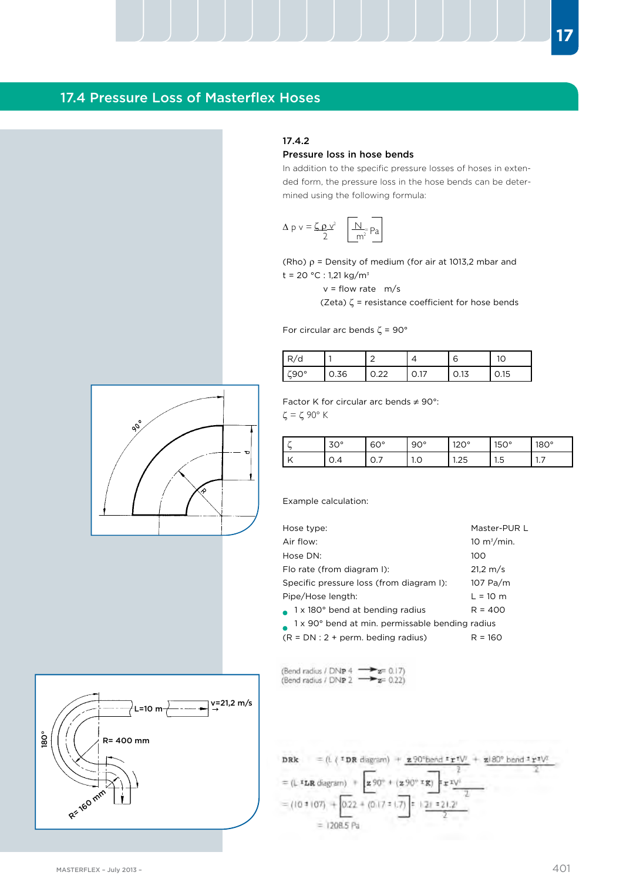## 17.4 Pressure Loss of Masterflex Hoses

### 17.4.2 Pressure loss in hose bends

In addition to the specific pressure losses of hoses in extended form, the pressure loss in the hose bends can be determined using the following formula:

$$\Delta p v = \frac{\zeta \rho v^2}{2} \quad \left[\frac{N}{m^2} = Pa\right]$$

(Rho) $\rho$ = Density of medium (for air at 1013,2 mbar and t = 20 °C : 1,21 kg/m³

v = flow rate m/s

(Zeta) $\zeta$ = resistance coefficient for hose bends

For circular arc bends $\zeta$ = 90°

| R/d | 1 | 2 | 4 | 6 | 10 |
|---|---|---|---|---|---|
| $\zeta$90° | 0.36 | 0.22 | 0.17 | 0.13 | 0.15 |

Factor K for circular arc bends ≠ 90°:

$\zeta = \zeta$ 90° K

| $\zeta$ | 30° | 60° | 90° | 120° | 150° | 180° |
|---|---|---|---|---|---|---|
| K | 0.4 | 0.7 | 1.0 | 1.25 | 1.5 | 1.7 |

Example calculation:

| | |
|---|---|
| Hose type: | Master-PUR L |
| Air flow: | 10 m³/min. |
| Hose DN: | 100 |
| Flo rate (from diagram I): | 21,2 m/s |
| Specific pressure loss (from diagram I): | 107 Pa/m |
| Pipe/Hose length: | L = 10 m |

- 1 x 180° bend at bending radius R = 400
- 1 x 90° bend at min. permissable bending radius

(R = DN : 2 + perm. beding radius) R = 160

(Bend radius / DN ≈ 4 → $\zeta$ = 0.17)
(Bend radius / DN ≈ 2 → $\zeta$ = 0.22)

$$\Delta p_{tot} = (L \cdot \Delta p \text{ diagram}) + \frac{\zeta\, 90° \text{ bend} \cdot \rho \cdot v^2}{2} + \frac{\zeta\, 180° \text{ bend} \cdot \rho \cdot v^2}{2}$$

$$= (L \cdot \Delta p \text{ diagram}) + \left[\zeta\, 90° + (\zeta\, 90° \cdot K)\right] \cdot \frac{\rho \cdot v^2}{2}$$

$$= (10 \cdot 107) + \left[0.22 + (0.17 \cdot 1.7)\right] \cdot \frac{1.21 \cdot 21.2^2}{2}$$

$$= 1208.5 \text{ Pa}$$

90°

d

R

180°

L=10 m

v=21,2 m/s

R= 400 mm

R= 160 mm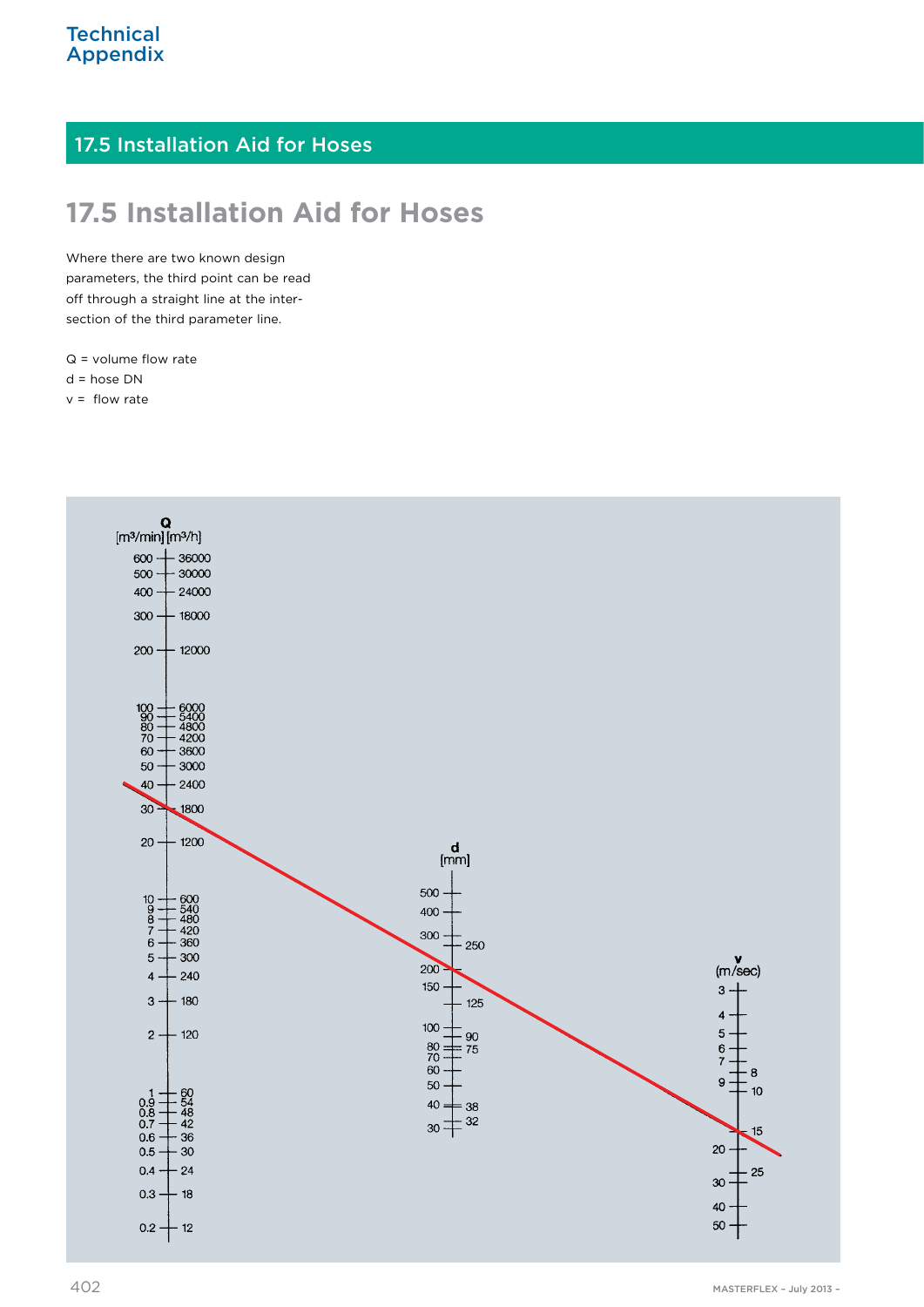## 17.5 Installation Aid for Hoses

# 17.5 Installation Aid for Hoses

Where there are two known design parameters, the third point can be read off through a straight line at the intersection of the third parameter line.

Q = volume flow rate

d = hose DN

v = flow rate

Q [m³/min] [m³/h]

600 36000
500 30000
400 24000
300 18000
200 12000
100 6000
90 5400
80 4800
70 4200
60 3600
50 3000
40 2400
30 1800
20 1200
10 600
9 540
8 480
7 420
6 360
5 300
4 240
3 180
2 120
1 60
0.9 54
0.8 48
0.7 42
0.6 36
0.5 30
0.4 24
0.3 18
0.2 12

d [mm]

500
400
300 250
200
150 125
100 90
80 75
70
60
50
40 38
30 32

v (m/sec)

3
4
5
6
7 8
9 10
15
20 25
30
40
50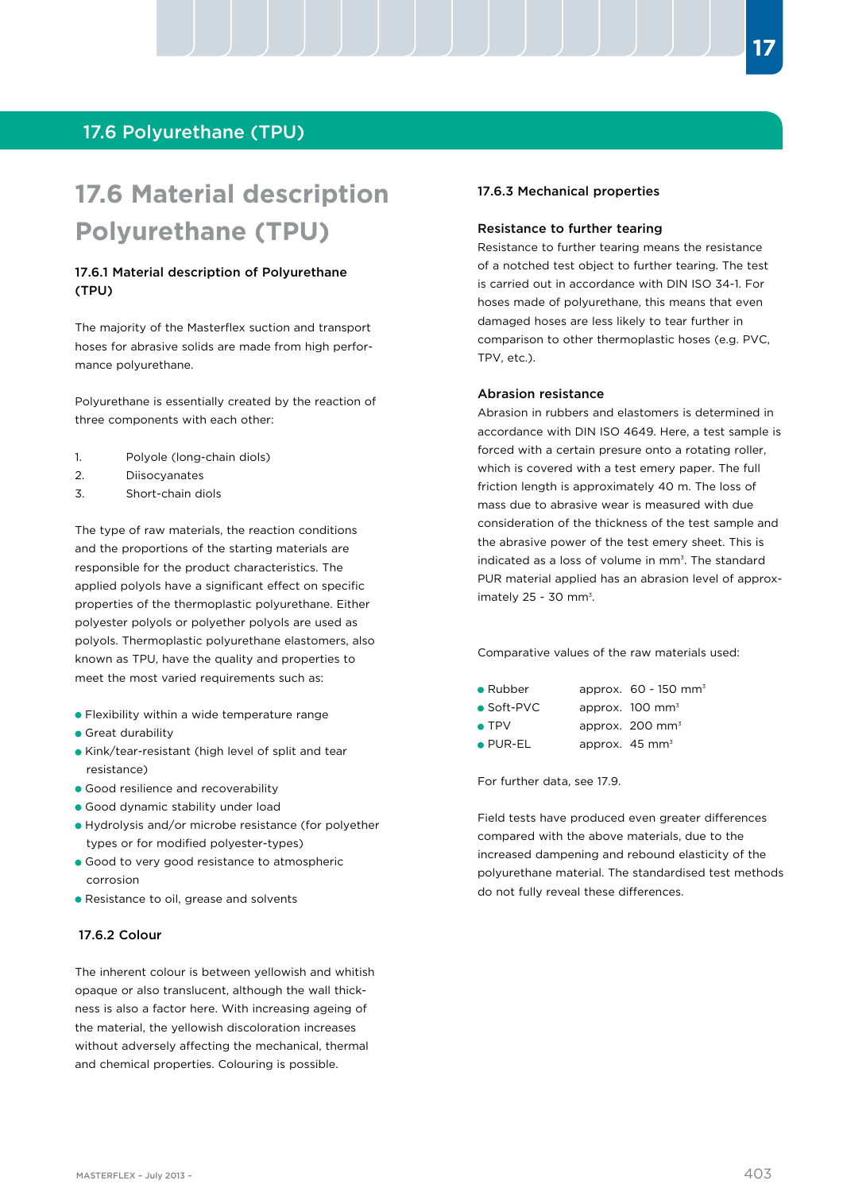# 17.6 Polyurethane (TPU)

## 17.6 Material description Polyurethane (TPU)

### 17.6.1 Material description of Polyurethane (TPU)

The majority of the Masterflex suction and transport hoses for abrasive solids are made from high performance polyurethane.

Polyurethane is essentially created by the reaction of three components with each other:

1. Polyole (long-chain diols)
2. Diisocyanates
3. Short-chain diols

The type of raw materials, the reaction conditions and the proportions of the starting materials are responsible for the product characteristics. The applied polyols have a significant effect on specific properties of the thermoplastic polyurethane. Either polyester polyols or polyether polyols are used as polyols. Thermoplastic polyurethane elastomers, also known as TPU, have the quality and properties to meet the most varied requirements such as:

- Flexibility within a wide temperature range
- Great durability
- Kink/tear-resistant (high level of split and tear resistance)
- Good resilience and recoverability
- Good dynamic stability under load
- Hydrolysis and/or microbe resistance (for polyether types or for modified polyester-types)
- Good to very good resistance to atmospheric corrosion
- Resistance to oil, grease and solvents

### 17.6.2 Colour

The inherent colour is between yellowish and whitish opaque or also translucent, although the wall thickness is also a factor here. With increasing ageing of the material, the yellowish discoloration increases without adversely affecting the mechanical, thermal and chemical properties. Colouring is possible.

### 17.6.3 Mechanical properties

#### Resistance to further tearing

Resistance to further tearing means the resistance of a notched test object to further tearing. The test is carried out in accordance with DIN ISO 34-1. For hoses made of polyurethane, this means that even damaged hoses are less likely to tear further in comparison to other thermoplastic hoses (e.g. PVC, TPV, etc.).

#### Abrasion resistance

Abrasion in rubbers and elastomers is determined in accordance with DIN ISO 4649. Here, a test sample is forced with a certain presure onto a rotating roller, which is covered with a test emery paper. The full friction length is approximately 40 m. The loss of mass due to abrasive wear is measured with due consideration of the thickness of the test sample and the abrasive power of the test emery sheet. This is indicated as a loss of volume in mm³. The standard PUR material applied has an abrasion level of approximately 25 - 30 mm³.

Comparative values of the raw materials used:

- Rubber approx. 60 - 150 mm³
- Soft-PVC approx. 100 mm³
- TPV approx. 200 mm³
- PUR-EL approx. 45 mm³

For further data, see 17.9.

Field tests have produced even greater differences compared with the above materials, due to the increased dampening and rebound elasticity of the polyurethane material. The standardised test methods do not fully reveal these differences.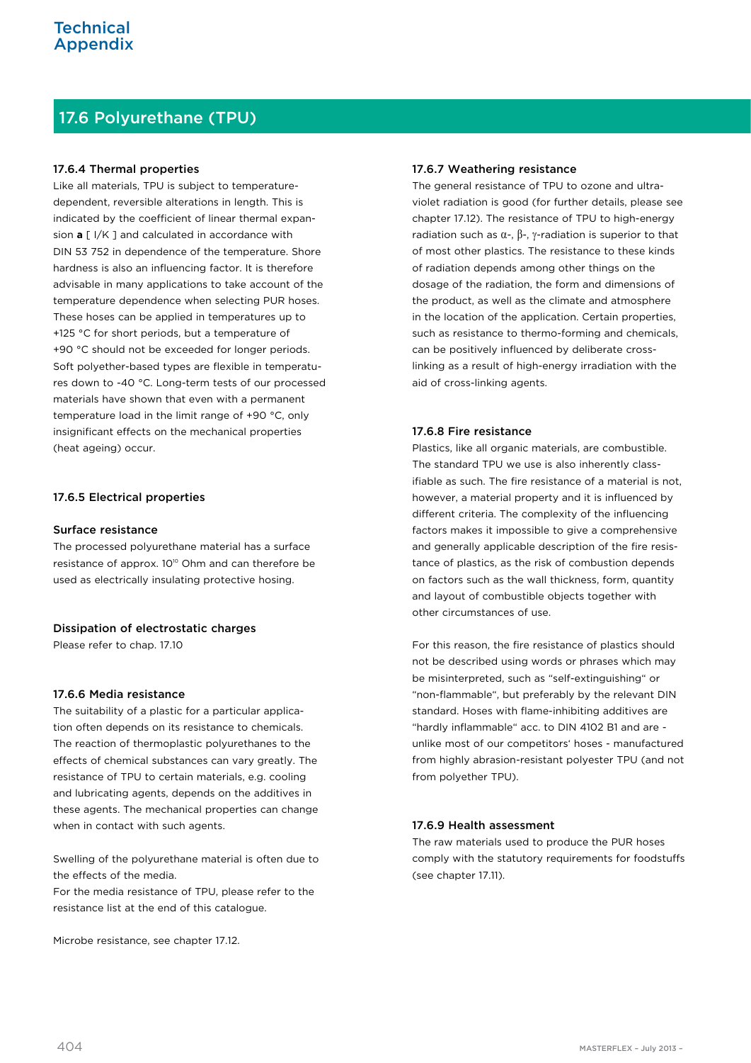## 17.6 Polyurethane (TPU)

### 17.6.4 Thermal properties

Like all materials, TPU is subject to temperature-dependent, reversible alterations in length. This is indicated by the coefficient of linear thermal expansion **a** [ I/K ] and calculated in accordance with DIN 53 752 in dependence of the temperature. Shore hardness is also an influencing factor. It is therefore advisable in many applications to take account of the temperature dependence when selecting PUR hoses. These hoses can be applied in temperatures up to +125 °C for short periods, but a temperature of +90 °C should not be exceeded for longer periods. Soft polyether-based types are flexible in temperatures down to -40 °C. Long-term tests of our processed materials have shown that even with a permanent temperature load in the limit range of +90 °C, only insignificant effects on the mechanical properties (heat ageing) occur.

### 17.6.5 Electrical properties

#### Surface resistance

The processed polyurethane material has a surface resistance of approx. $10^{10}$ Ohm and can therefore be used as electrically insulating protective hosing.

#### Dissipation of electrostatic charges

Please refer to chap. 17.10

### 17.6.6 Media resistance

The suitability of a plastic for a particular application often depends on its resistance to chemicals. The reaction of thermoplastic polyurethanes to the effects of chemical substances can vary greatly. The resistance of TPU to certain materials, e.g. cooling and lubricating agents, depends on the additives in these agents. The mechanical properties can change when in contact with such agents.

Swelling of the polyurethane material is often due to the effects of the media.
For the media resistance of TPU, please refer to the resistance list at the end of this catalogue.

Microbe resistance, see chapter 17.12.

### 17.6.7 Weathering resistance

The general resistance of TPU to ozone and ultraviolet radiation is good (for further details, please see chapter 17.12). The resistance of TPU to high-energy radiation such as $\alpha$-, $\beta$-, $\gamma$-radiation is superior to that of most other plastics. The resistance to these kinds of radiation depends among other things on the dosage of the radiation, the form and dimensions of the product, as well as the climate and atmosphere in the location of the application. Certain properties, such as resistance to thermo-forming and chemicals, can be positively influenced by deliberate cross-linking as a result of high-energy irradiation with the aid of cross-linking agents.

### 17.6.8 Fire resistance

Plastics, like all organic materials, are combustible. The standard TPU we use is also inherently classifiable as such. The fire resistance of a material is not, however, a material property and it is influenced by different criteria. The complexity of the influencing factors makes it impossible to give a comprehensive and generally applicable description of the fire resistance of plastics, as the risk of combustion depends on factors such as the wall thickness, form, quantity and layout of combustible objects together with other circumstances of use.

For this reason, the fire resistance of plastics should not be described using words or phrases which may be misinterpreted, such as "self-extinguishing" or "non-flammable", but preferably by the relevant DIN standard. Hoses with flame-inhibiting additives are "hardly inflammable" acc. to DIN 4102 B1 and are - unlike most of our competitors' hoses - manufactured from highly abrasion-resistant polyester TPU (and not from polyether TPU).

### 17.6.9 Health assessment

The raw materials used to produce the PUR hoses comply with the statutory requirements for foodstuffs (see chapter 17.11).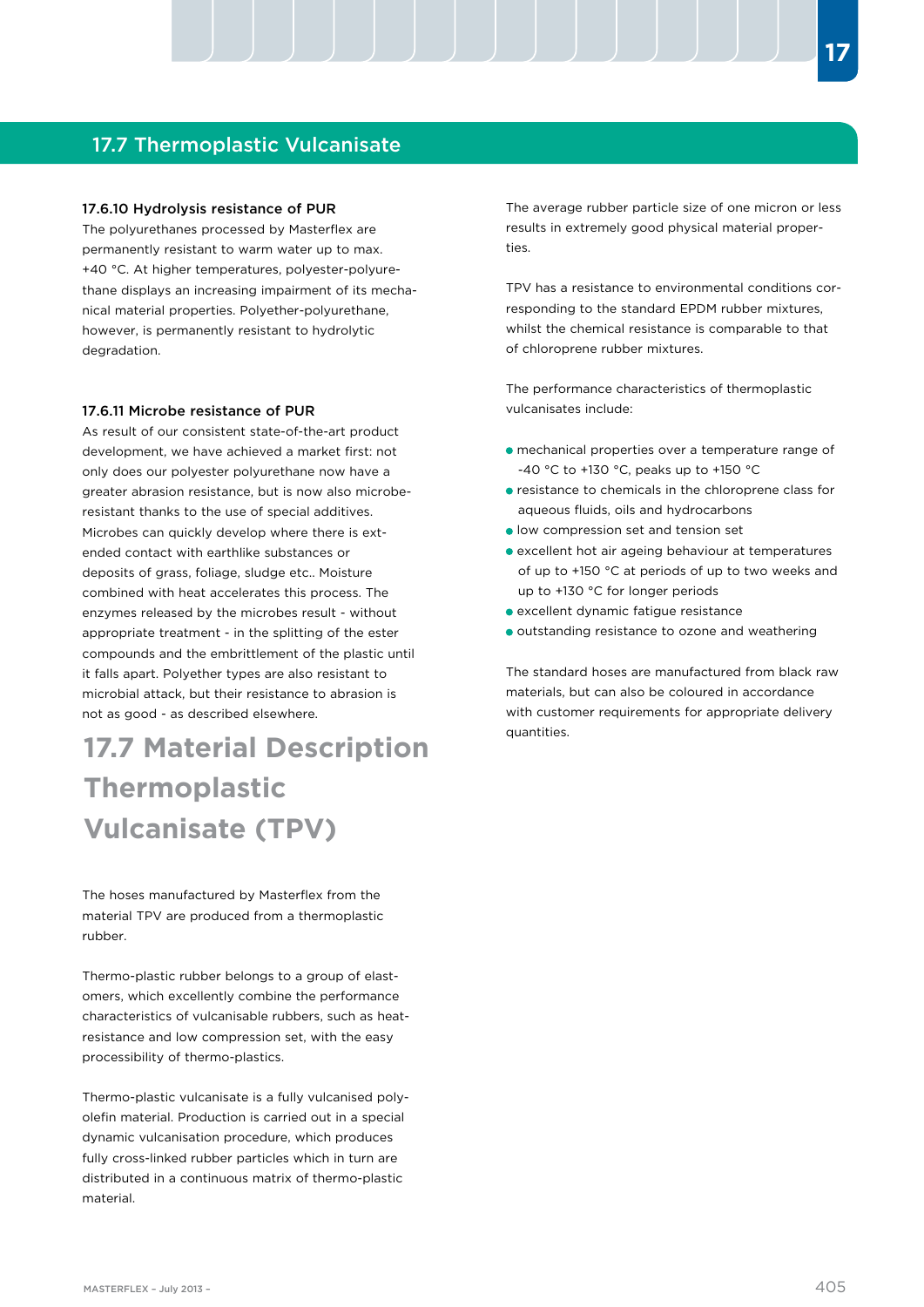## 17.7 Thermoplastic Vulcanisate

### 17.6.10 Hydrolysis resistance of PUR

The polyurethanes processed by Masterflex are permanently resistant to warm water up to max. +40 °C. At higher temperatures, polyester-polyurethane displays an increasing impairment of its mechanical material properties. Polyether-polyurethane, however, is permanently resistant to hydrolytic degradation.

### 17.6.11 Microbe resistance of PUR

As result of our consistent state-of-the-art product development, we have achieved a market first: not only does our polyester polyurethane now have a greater abrasion resistance, but is now also microbe-resistant thanks to the use of special additives. Microbes can quickly develop where there is extended contact with earthlike substances or deposits of grass, foliage, sludge etc.. Moisture combined with heat accelerates this process. The enzymes released by the microbes result - without appropriate treatment - in the splitting of the ester compounds and the embrittlement of the plastic until it falls apart. Polyether types are also resistant to microbial attack, but their resistance to abrasion is not as good - as described elsewhere.

# 17.7 Material Description Thermoplastic Vulcanisate (TPV)

The hoses manufactured by Masterflex from the material TPV are produced from a thermoplastic rubber.

Thermo-plastic rubber belongs to a group of elastomers, which excellently combine the performance characteristics of vulcanisable rubbers, such as heat-resistance and low compression set, with the easy processibility of thermo-plastics.

Thermo-plastic vulcanisate is a fully vulcanised polyolefin material. Production is carried out in a special dynamic vulcanisation procedure, which produces fully cross-linked rubber particles which in turn are distributed in a continuous matrix of thermo-plastic material.

The average rubber particle size of one micron or less results in extremely good physical material properties.

TPV has a resistance to environmental conditions corresponding to the standard EPDM rubber mixtures, whilst the chemical resistance is comparable to that of chloroprene rubber mixtures.

The performance characteristics of thermoplastic vulcanisates include:

- mechanical properties over a temperature range of -40 °C to +130 °C, peaks up to +150 °C
- resistance to chemicals in the chloroprene class for aqueous fluids, oils and hydrocarbons
- low compression set and tension set
- excellent hot air ageing behaviour at temperatures of up to +150 °C at periods of up to two weeks and up to +130 °C for longer periods
- excellent dynamic fatigue resistance
- outstanding resistance to ozone and weathering

The standard hoses are manufactured from black raw materials, but can also be coloured in accordance with customer requirements for appropriate delivery quantities.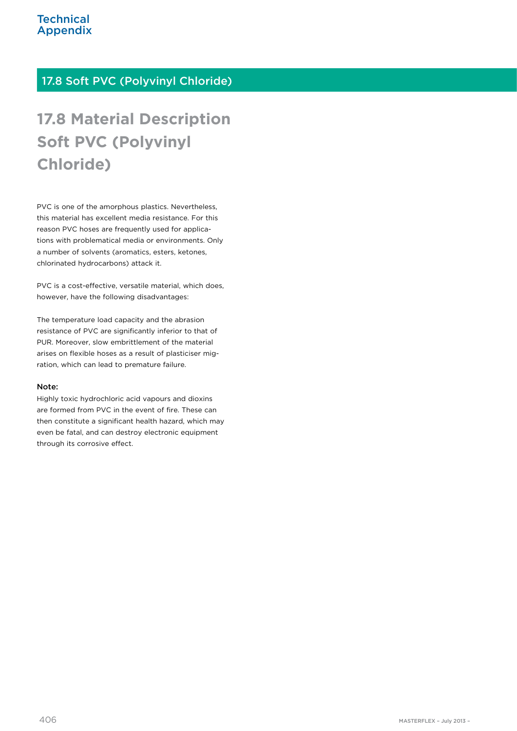## 17.8 Soft PVC (Polyvinyl Chloride)

# 17.8 Material Description Soft PVC (Polyvinyl Chloride)

PVC is one of the amorphous plastics. Nevertheless, this material has excellent media resistance. For this reason PVC hoses are frequently used for applications with problematical media or environments. Only a number of solvents (aromatics, esters, ketones, chlorinated hydrocarbons) attack it.

PVC is a cost-effective, versatile material, which does, however, have the following disadvantages:

The temperature load capacity and the abrasion resistance of PVC are significantly inferior to that of PUR. Moreover, slow embrittlement of the material arises on flexible hoses as a result of plasticiser migration, which can lead to premature failure.

**Note:**
Highly toxic hydrochloric acid vapours and dioxins are formed from PVC in the event of fire. These can then constitute a significant health hazard, which may even be fatal, and can destroy electronic equipment through its corrosive effect.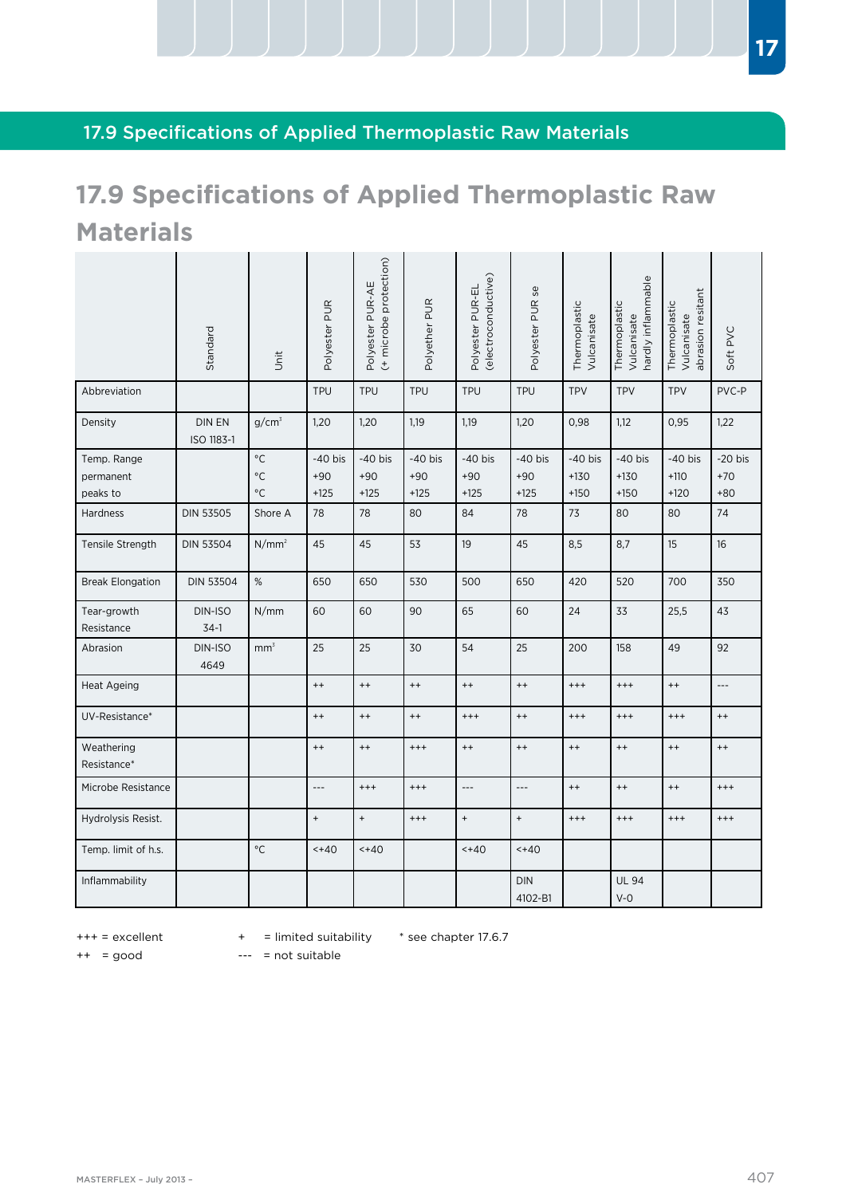# 17.9 Specifications of Applied Thermoplastic Raw Materials

| | Standard | Unit | Polyester PUR | Polyester PUR-AE (+ microbe protection) | Polyether PUR | Polyester PUR-EL (electroconductive) | Polyester PUR se | Thermoplastic Vulcanisate | Thermoplastic Vulcanisate hardly inflammable | Thermoplastic Vulcanisate abrasion resitant | Soft PVC |
|---|---|---|---|---|---|---|---|---|---|---|---|
| Abbreviation | | | TPU | TPU | TPU | TPU | TPU | TPV | TPV | TPV | PVC-P |
| Density | DIN EN ISO 1183-1 | g/cm³ | 1,20 | 1,20 | 1,19 | 1,19 | 1,20 | 0,98 | 1,12 | 0,95 | 1,22 |
| Temp. Range permanent peaks to | | °C °C °C | -40 bis +90 +125 | -40 bis +90 +125 | -40 bis +90 +125 | -40 bis +90 +125 | -40 bis +90 +125 | -40 bis +130 +150 | -40 bis +130 +150 | -40 bis +110 +120 | -20 bis +70 +80 |
| Hardness | DIN 53505 | Shore A | 78 | 78 | 80 | 84 | 78 | 73 | 80 | 80 | 74 |
| Tensile Strength | DIN 53504 | N/mm² | 45 | 45 | 53 | 19 | 45 | 8,5 | 8,7 | 15 | 16 |
| Break Elongation | DIN 53504 | % | 650 | 650 | 530 | 500 | 650 | 420 | 520 | 700 | 350 |
| Tear-growth Resistance | DIN-ISO 34-1 | N/mm | 60 | 60 | 90 | 65 | 60 | 24 | 33 | 25,5 | 43 |
| Abrasion | DIN-ISO 4649 | mm³ | 25 | 25 | 30 | 54 | 25 | 200 | 158 | 49 | 92 |
| Heat Ageing | | | ++ | ++ | ++ | ++ | ++ | +++ | +++ | ++ | --- |
| UV-Resistance* | | | ++ | ++ | ++ | +++ | ++ | +++ | +++ | +++ | ++ |
| Weathering Resistance* | | | ++ | ++ | +++ | ++ | ++ | ++ | ++ | ++ | ++ |
| Microbe Resistance | | | --- | +++ | +++ | --- | --- | ++ | ++ | ++ | +++ |
| Hydrolysis Resist. | | | + | + | +++ | + | + | +++ | +++ | +++ | +++ |
| Temp. limit of h.s. | | °C | <+40 | <+40 | | <+40 | <+40 | | | | |
| Inflammability | | | | | | | DIN 4102-B1 | | UL 94 V-0 | | |

+++ = excellent
++ = good
\+ = limited suitability
--- = not suitable
\* see chapter 17.6.7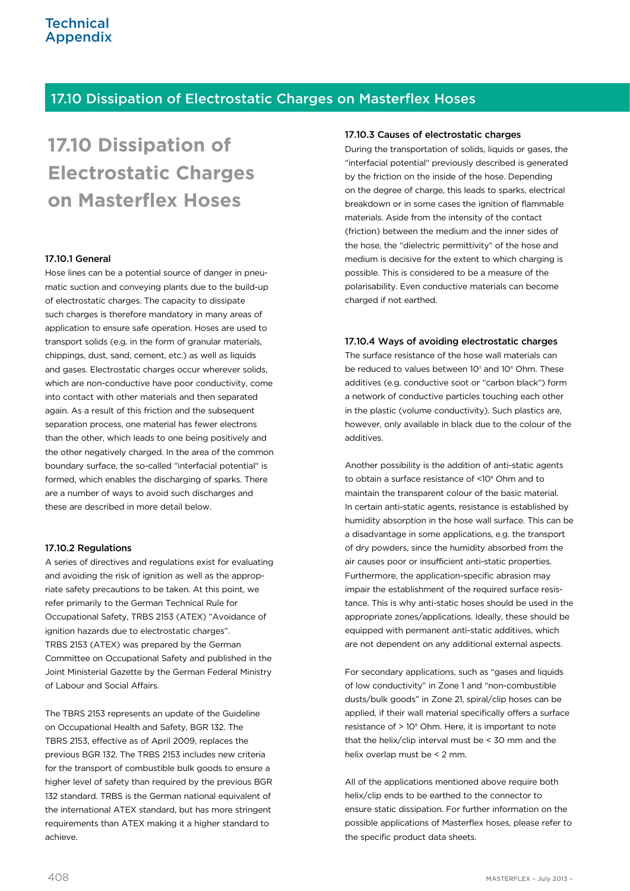# 17.10 Dissipation of Electrostatic Charges on Masterflex Hoses

### 17.10.1 General

Hose lines can be a potential source of danger in pneumatic suction and conveying plants due to the build-up of electrostatic charges. The capacity to dissipate such charges is therefore mandatory in many areas of application to ensure safe operation. Hoses are used to transport solids (e.g. in the form of granular materials, chippings, dust, sand, cement, etc.) as well as liquids and gases. Electrostatic charges occur wherever solids, which are non-conductive have poor conductivity, come into contact with other materials and then separated again. As a result of this friction and the subsequent separation process, one material has fewer electrons than the other, which leads to one being positively and the other negatively charged. In the area of the common boundary surface, the so-called "interfacial potential" is formed, which enables the discharging of sparks. There are a number of ways to avoid such discharges and these are described in more detail below.

### 17.10.2 Regulations

A series of directives and regulations exist for evaluating and avoiding the risk of ignition as well as the appropriate safety precautions to be taken. At this point, we refer primarily to the German Technical Rule for Occupational Safety, TRBS 2153 (ATEX) "Avoidance of ignition hazards due to electrostatic charges". TRBS 2153 (ATEX) was prepared by the German Committee on Occupational Safety and published in the Joint Ministerial Gazette by the German Federal Ministry of Labour and Social Affairs.

The TBRS 2153 represents an update of the Guideline on Occupational Health and Safety, BGR 132. The TBRS 2153, effective as of April 2009, replaces the previous BGR 132. The TRBS 2153 includes new criteria for the transport of combustible bulk goods to ensure a higher level of safety than required by the previous BGR 132 standard. TRBS is the German national equivalent of the international ATEX standard, but has more stringent requirements than ATEX making it a higher standard to achieve.

### 17.10.3 Causes of electrostatic charges

During the transportation of solids, liquids or gases, the "interfacial potential" previously described is generated by the friction on the inside of the hose. Depending on the degree of charge, this leads to sparks, electrical breakdown or in some cases the ignition of flammable materials. Aside from the intensity of the contact (friction) between the medium and the inner sides of the hose, the "dielectric permittivity" of the hose and medium is decisive for the extent to which charging is possible. This is considered to be a measure of the polarisability. Even conductive materials can become charged if not earthed.

### 17.10.4 Ways of avoiding electrostatic charges

The surface resistance of the hose wall materials can be reduced to values between $10^3$ and $10^4$ Ohm. These additives (e.g. conductive soot or "carbon black") form a network of conductive particles touching each other in the plastic (volume conductivity). Such plastics are, however, only available in black due to the colour of the additives.

Another possibility is the addition of anti-static agents to obtain a surface resistance of $<10^9$ Ohm and to maintain the transparent colour of the basic material. In certain anti-static agents, resistance is established by humidity absorption in the hose wall surface. This can be a disadvantage in some applications, e.g. the transport of dry powders, since the humidity absorbed from the air causes poor or insufficient anti-static properties. Furthermore, the application-specific abrasion may impair the establishment of the required surface resistance. This is why anti-static hoses should be used in the appropriate zones/applications. Ideally, these should be equipped with permanent anti-static additives, which are not dependent on any additional external aspects.

For secondary applications, such as "gases and liquids of low conductivity" in Zone 1 and "non-combustible dusts/bulk goods" in Zone 21, spiral/clip hoses can be applied, if their wall material specifically offers a surface resistance of $> 10^9$ Ohm. Here, it is important to note that the helix/clip interval must be < 30 mm and the helix overlap must be < 2 mm.

All of the applications mentioned above require both helix/clip ends to be earthed to the connector to ensure static dissipation. For further information on the possible applications of Masterflex hoses, please refer to the specific product data sheets.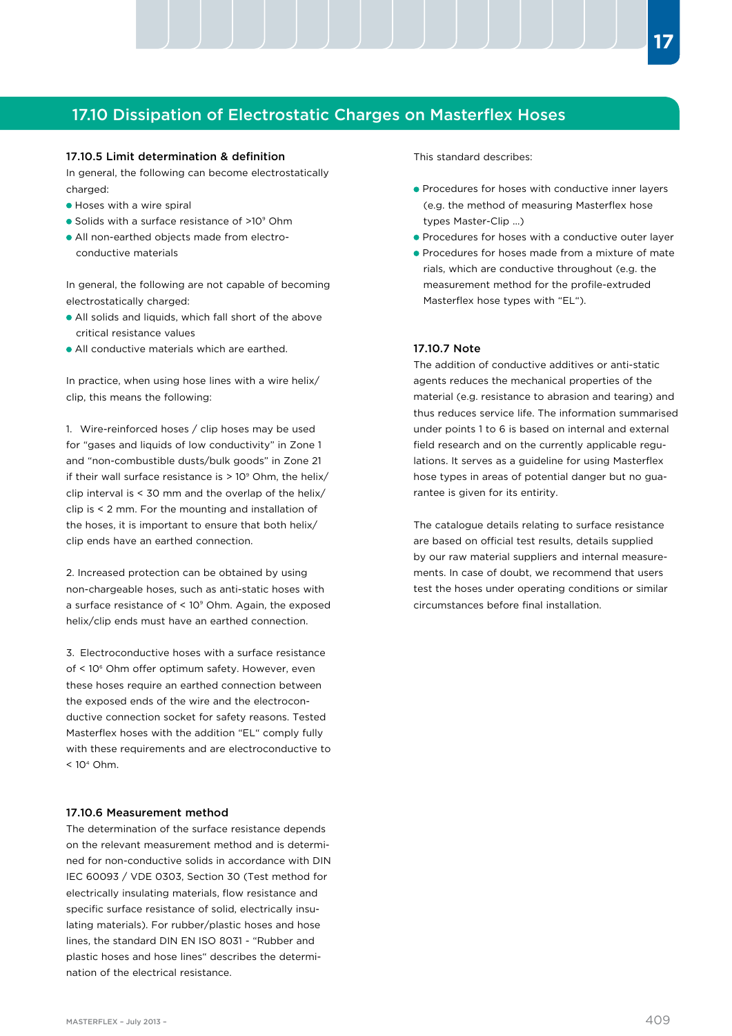## 17.10 Dissipation of Electrostatic Charges on Masterflex Hoses

### 17.10.5 Limit determination & definition

In general, the following can become electrostatically charged:

- Hoses with a wire spiral
- Solids with a surface resistance of $>10^9$ Ohm
- All non-earthed objects made from electro-conductive materials

In general, the following are not capable of becoming electrostatically charged:

- All solids and liquids, which fall short of the above critical resistance values
- All conductive materials which are earthed.

In practice, when using hose lines with a wire helix/clip, this means the following:

1. Wire-reinforced hoses / clip hoses may be used for "gases and liquids of low conductivity" in Zone 1 and "non-combustible dusts/bulk goods" in Zone 21 if their wall surface resistance is $> 10^9$ Ohm, the helix/clip interval is < 30 mm and the overlap of the helix/clip is < 2 mm. For the mounting and installation of the hoses, it is important to ensure that both helix/clip ends have an earthed connection.

2. Increased protection can be obtained by using non-chargeable hoses, such as anti-static hoses with a surface resistance of $< 10^9$ Ohm. Again, the exposed helix/clip ends must have an earthed connection.

3. Electroconductive hoses with a surface resistance of $< 10^6$ Ohm offer optimum safety. However, even these hoses require an earthed connection between the exposed ends of the wire and the electroconductive connection socket for safety reasons. Tested Masterflex hoses with the addition "EL" comply fully with these requirements and are electroconductive to $< 10^4$ Ohm.

### 17.10.6 Measurement method

The determination of the surface resistance depends on the relevant measurement method and is determined for non-conductive solids in accordance with DIN IEC 60093 / VDE 0303, Section 30 (Test method for electrically insulating materials, flow resistance and specific surface resistance of solid, electrically insulating materials). For rubber/plastic hoses and hose lines, the standard DIN EN ISO 8031 - "Rubber and plastic hoses and hose lines" describes the determination of the electrical resistance.

This standard describes:

- Procedures for hoses with conductive inner layers (e.g. the method of measuring Masterflex hose types Master-Clip ...)
- Procedures for hoses with a conductive outer layer
- Procedures for hoses made from a mixture of materials, which are conductive throughout (e.g. the measurement method for the profile-extruded Masterflex hose types with "EL").

### 17.10.7 Note

The addition of conductive additives or anti-static agents reduces the mechanical properties of the material (e.g. resistance to abrasion and tearing) and thus reduces service life. The information summarised under points 1 to 6 is based on internal and external field research and on the currently applicable regulations. It serves as a guideline for using Masterflex hose types in areas of potential danger but no guarantee is given for its entirity.

The catalogue details relating to surface resistance are based on official test results, details supplied by our raw material suppliers and internal measurements. In case of doubt, we recommend that users test the hoses under operating conditions or similar circumstances before final installation.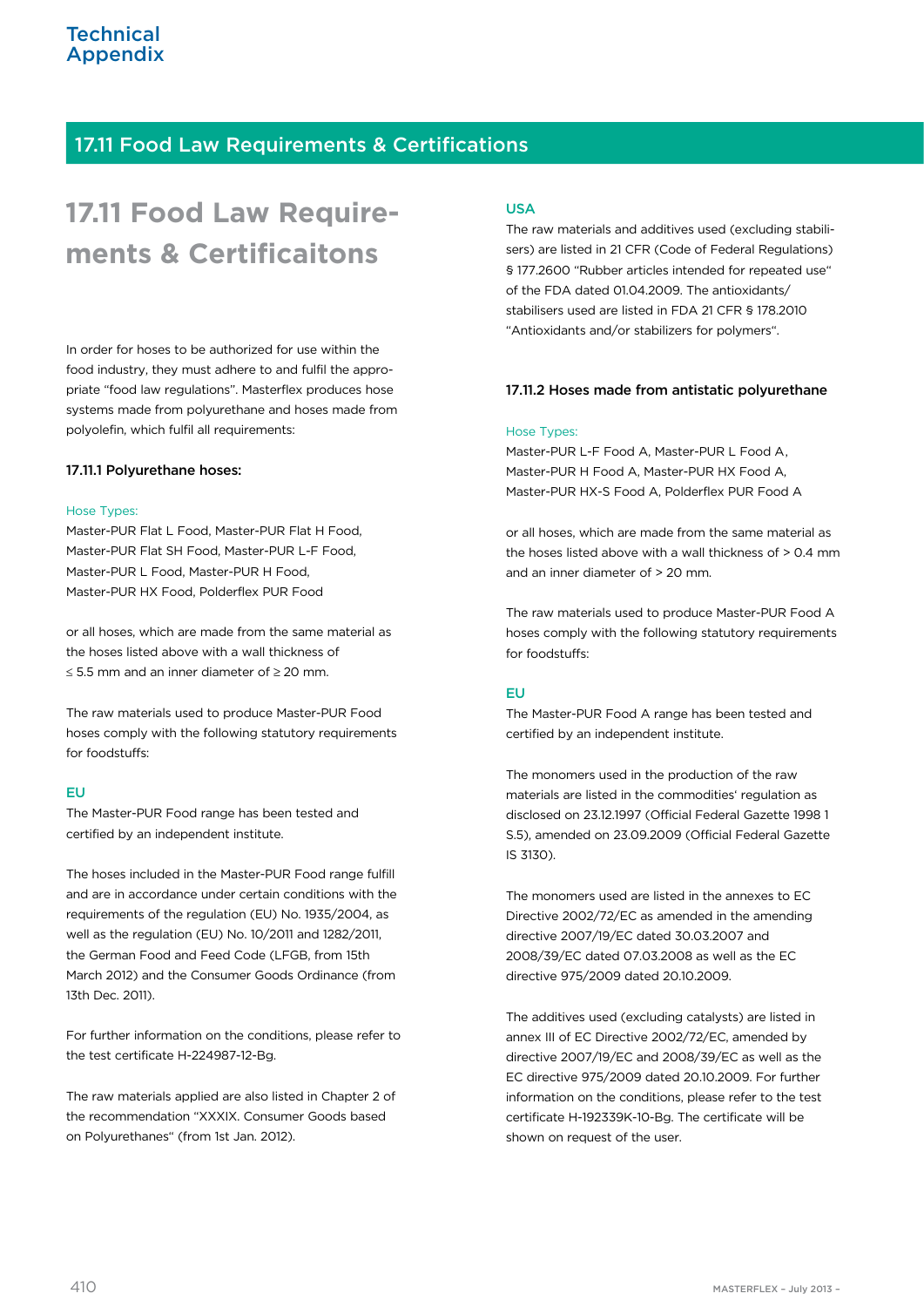## 17.11 Food Law Requirements & Certifications

# 17.11 Food Law Require-ments & Certificaitons

In order for hoses to be authorized for use within the food industry, they must adhere to and fulfil the appropriate "food law regulations". Masterflex produces hose systems made from polyurethane and hoses made from polyolefin, which fulfil all requirements:

### 17.11.1 Polyurethane hoses:

Hose Types:
Master-PUR Flat L Food, Master-PUR Flat H Food, Master-PUR Flat SH Food, Master-PUR L-F Food, Master-PUR L Food, Master-PUR H Food, Master-PUR HX Food, Polderflex PUR Food

or all hoses, which are made from the same material as the hoses listed above with a wall thickness of ≤ 5.5 mm and an inner diameter of ≥ 20 mm.

The raw materials used to produce Master-PUR Food hoses comply with the following statutory requirements for foodstuffs:

**EU**
The Master-PUR Food range has been tested and certified by an independent institute.

The hoses included in the Master-PUR Food range fulfill and are in accordance under certain conditions with the requirements of the regulation (EU) No. 1935/2004, as well as the regulation (EU) No. 10/2011 and 1282/2011, the German Food and Feed Code (LFGB, from 15th March 2012) and the Consumer Goods Ordinance (from 13th Dec. 2011).

For further information on the conditions, please refer to the test certificate H-224987-12-Bg.

The raw materials applied are also listed in Chapter 2 of the recommendation "XXXIX. Consumer Goods based on Polyurethanes" (from 1st Jan. 2012).

**USA**
The raw materials and additives used (excluding stabilisers) are listed in 21 CFR (Code of Federal Regulations) § 177.2600 "Rubber articles intended for repeated use" of the FDA dated 01.04.2009. The antioxidants/ stabilisers used are listed in FDA 21 CFR § 178.2010 "Antioxidants and/or stabilizers for polymers".

### 17.11.2 Hoses made from antistatic polyurethane

Hose Types:
Master-PUR L-F Food A, Master-PUR L Food A, Master-PUR H Food A, Master-PUR HX Food A, Master-PUR HX-S Food A, Polderflex PUR Food A

or all hoses, which are made from the same material as the hoses listed above with a wall thickness of > 0.4 mm and an inner diameter of > 20 mm.

The raw materials used to produce Master-PUR Food A hoses comply with the following statutory requirements for foodstuffs:

**EU**
The Master-PUR Food A range has been tested and certified by an independent institute.

The monomers used in the production of the raw materials are listed in the commodities' regulation as disclosed on 23.12.1997 (Official Federal Gazette 1998 1 S.5), amended on 23.09.2009 (Official Federal Gazette IS 3130).

The monomers used are listed in the annexes to EC Directive 2002/72/EC as amended in the amending directive 2007/19/EC dated 30.03.2007 and 2008/39/EC dated 07.03.2008 as well as the EC directive 975/2009 dated 20.10.2009.

The additives used (excluding catalysts) are listed in annex III of EC Directive 2002/72/EC, amended by directive 2007/19/EC and 2008/39/EC as well as the EC directive 975/2009 dated 20.10.2009. For further information on the conditions, please refer to the test certificate H-192339K-10-Bg. The certificate will be shown on request of the user.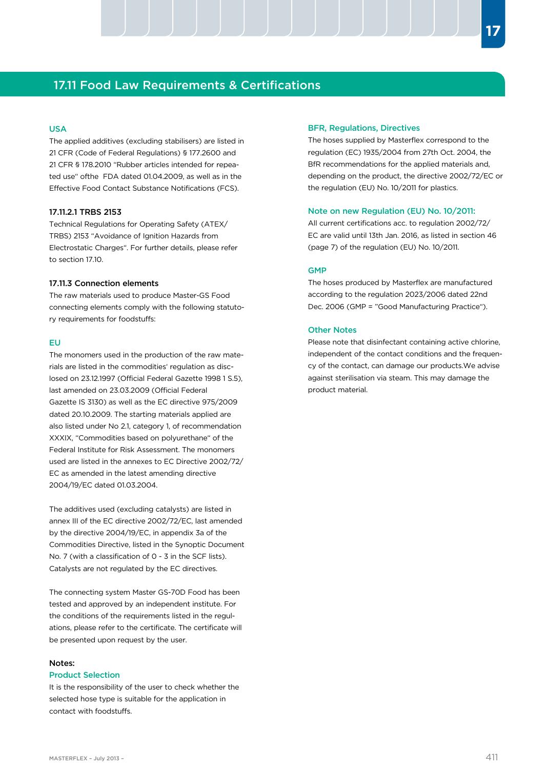## 17.11 Food Law Requirements & Certifications

### USA

The applied additives (excluding stabilisers) are listed in 21 CFR (Code of Federal Regulations) § 177.2600 and 21 CFR § 178.2010 "Rubber articles intended for repeated use" ofthe FDA dated 01.04.2009, as well as in the Effective Food Contact Substance Notifications (FCS).

### 17.11.2.1 TRBS 2153

Technical Regulations for Operating Safety (ATEX/ TRBS) 2153 "Avoidance of Ignition Hazards from Electrostatic Charges". For further details, please refer to section 17.10.

### 17.11.3 Connection elements

The raw materials used to produce Master-GS Food connecting elements comply with the following statutory requirements for foodstuffs:

### EU

The monomers used in the production of the raw materials are listed in the commodities' regulation as disclosed on 23.12.1997 (Official Federal Gazette 1998 1 S.5), last amended on 23.03.2009 (Official Federal Gazette IS 3130) as well as the EC directive 975/2009 dated 20.10.2009. The starting materials applied are also listed under No 2.1, category 1, of recommendation XXXIX, "Commodities based on polyurethane" of the Federal Institute for Risk Assessment. The monomers used are listed in the annexes to EC Directive 2002/72/ EC as amended in the latest amending directive 2004/19/EC dated 01.03.2004.

The additives used (excluding catalysts) are listed in annex III of the EC directive 2002/72/EC, last amended by the directive 2004/19/EC, in appendix 3a of the Commodities Directive, listed in the Synoptic Document No. 7 (with a classification of 0 - 3 in the SCF lists). Catalysts are not regulated by the EC directives.

The connecting system Master GS-70D Food has been tested and approved by an independent institute. For the conditions of the requirements listed in the regulations, please refer to the certificate. The certificate will be presented upon request by the user.

**Notes:**

### Product Selection

It is the responsibility of the user to check whether the selected hose type is suitable for the application in contact with foodstuffs.

### BFR, Regulations, Directives

The hoses supplied by Masterflex correspond to the regulation (EC) 1935/2004 from 27th Oct. 2004, the BfR recommendations for the applied materials and, depending on the product, the directive 2002/72/EC or the regulation (EU) No. 10/2011 for plastics.

### Note on new Regulation (EU) No. 10/2011:

All current certifications acc. to regulation 2002/72/ EC are valid until 13th Jan. 2016, as listed in section 46 (page 7) of the regulation (EU) No. 10/2011.

### GMP

The hoses produced by Masterflex are manufactured according to the regulation 2023/2006 dated 22nd Dec. 2006 (GMP = "Good Manufacturing Practice").

### Other Notes

Please note that disinfectant containing active chlorine, independent of the contact conditions and the frequency of the contact, can damage our products.We advise against sterilisation via steam. This may damage the product material.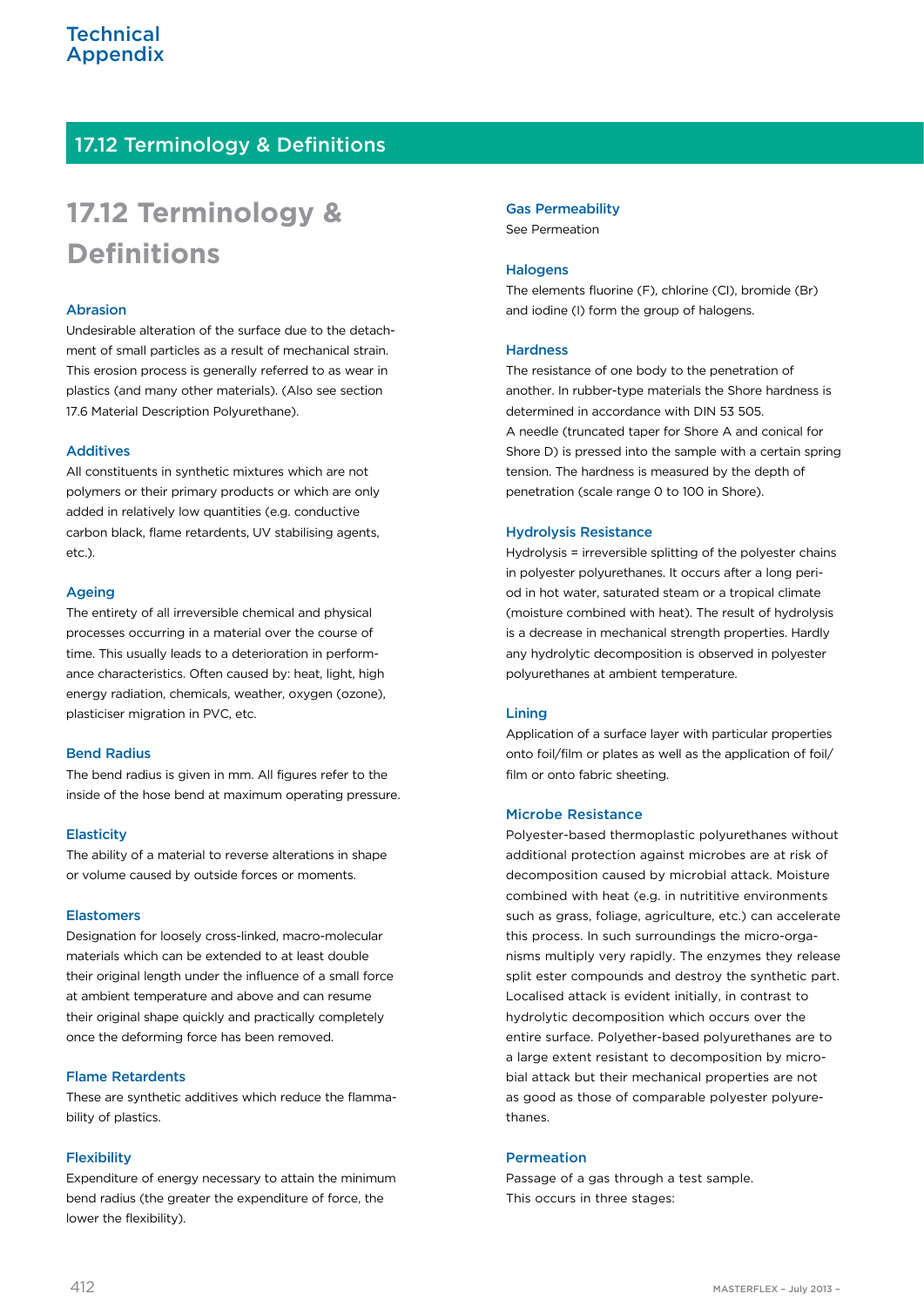## 17.12 Terminology & Definitions

# 17.12 Terminology & Definitions

### Abrasion

Undesirable alteration of the surface due to the detachment of small particles as a result of mechanical strain. This erosion process is generally referred to as wear in plastics (and many other materials). (Also see section 17.6 Material Description Polyurethane).

### Additives

All constituents in synthetic mixtures which are not polymers or their primary products or which are only added in relatively low quantities (e.g. conductive carbon black, flame retardents, UV stabilising agents, etc.).

### Ageing

The entirety of all irreversible chemical and physical processes occurring in a material over the course of time. This usually leads to a deterioration in performance characteristics. Often caused by: heat, light, high energy radiation, chemicals, weather, oxygen (ozone), plasticiser migration in PVC, etc.

### Bend Radius

The bend radius is given in mm. All figures refer to the inside of the hose bend at maximum operating pressure.

### Elasticity

The ability of a material to reverse alterations in shape or volume caused by outside forces or moments.

### Elastomers

Designation for loosely cross-linked, macro-molecular materials which can be extended to at least double their original length under the influence of a small force at ambient temperature and above and can resume their original shape quickly and practically completely once the deforming force has been removed.

### Flame Retardents

These are synthetic additives which reduce the flammability of plastics.

### Flexibility

Expenditure of energy necessary to attain the minimum bend radius (the greater the expenditure of force, the lower the flexibility).

### Gas Permeability

See Permeation

### Halogens

The elements fluorine (F), chlorine (Cl), bromide (Br) and iodine (I) form the group of halogens.

### Hardness

The resistance of one body to the penetration of another. In rubber-type materials the Shore hardness is determined in accordance with DIN 53 505.
A needle (truncated taper for Shore A and conical for Shore D) is pressed into the sample with a certain spring tension. The hardness is measured by the depth of penetration (scale range 0 to 100 in Shore).

### Hydrolysis Resistance

Hydrolysis = irreversible splitting of the polyester chains in polyester polyurethanes. It occurs after a long period in hot water, saturated steam or a tropical climate (moisture combined with heat). The result of hydrolysis is a decrease in mechanical strength properties. Hardly any hydrolytic decomposition is observed in polyester polyurethanes at ambient temperature.

### Lining

Application of a surface layer with particular properties onto foil/film or plates as well as the application of foil/film or onto fabric sheeting.

### Microbe Resistance

Polyester-based thermoplastic polyurethanes without additional protection against microbes are at risk of decomposition caused by microbial attack. Moisture combined with heat (e.g. in nutrititive environments such as grass, foliage, agriculture, etc.) can accelerate this process. In such surroundings the micro-organisms multiply very rapidly. The enzymes they release split ester compounds and destroy the synthetic part. Localised attack is evident initially, in contrast to hydrolytic decomposition which occurs over the entire surface. Polyether-based polyurethanes are to a large extent resistant to decomposition by microbial attack but their mechanical properties are not as good as those of comparable polyester polyurethanes.

### Permeation

Passage of a gas through a test sample.
This occurs in three stages: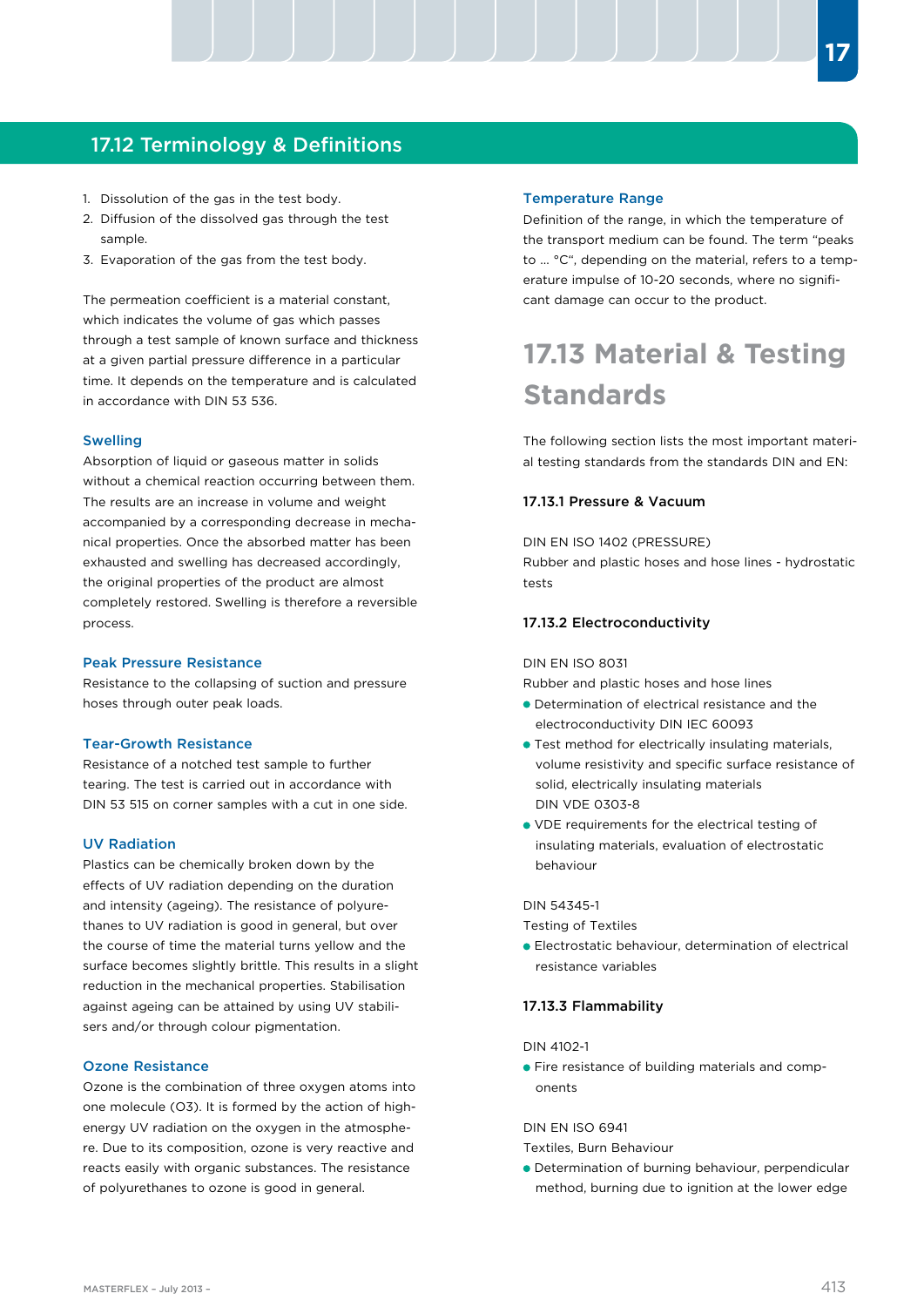## 17.12 Terminology & Definitions

1. Dissolution of the gas in the test body.
2. Diffusion of the dissolved gas through the test sample.
3. Evaporation of the gas from the test body.

The permeation coefficient is a material constant, which indicates the volume of gas which passes through a test sample of known surface and thickness at a given partial pressure difference in a particular time. It depends on the temperature and is calculated in accordance with DIN 53 536.

### Swelling

Absorption of liquid or gaseous matter in solids without a chemical reaction occurring between them. The results are an increase in volume and weight accompanied by a corresponding decrease in mechanical properties. Once the absorbed matter has been exhausted and swelling has decreased accordingly, the original properties of the product are almost completely restored. Swelling is therefore a reversible process.

### Peak Pressure Resistance

Resistance to the collapsing of suction and pressure hoses through outer peak loads.

### Tear-Growth Resistance

Resistance of a notched test sample to further tearing. The test is carried out in accordance with DIN 53 515 on corner samples with a cut in one side.

### UV Radiation

Plastics can be chemically broken down by the effects of UV radiation depending on the duration and intensity (ageing). The resistance of polyurethanes to UV radiation is good in general, but over the course of time the material turns yellow and the surface becomes slightly brittle. This results in a slight reduction in the mechanical properties. Stabilisation against ageing can be attained by using UV stabilisers and/or through colour pigmentation.

### Ozone Resistance

Ozone is the combination of three oxygen atoms into one molecule ($O_3$). It is formed by the action of high-energy UV radiation on the oxygen in the atmosphere. Due to its composition, ozone is very reactive and reacts easily with organic substances. The resistance of polyurethanes to ozone is good in general.

### Temperature Range

Definition of the range, in which the temperature of the transport medium can be found. The term "peaks to ... °C", depending on the material, refers to a temperature impulse of 10-20 seconds, where no significant damage can occur to the product.

## 17.13 Material & Testing Standards

The following section lists the most important material testing standards from the standards DIN and EN:

### 17.13.1 Pressure & Vacuum

DIN EN ISO 1402 (PRESSURE)
Rubber and plastic hoses and hose lines - hydrostatic tests

### 17.13.2 Electroconductivity

DIN EN ISO 8031
Rubber and plastic hoses and hose lines

- Determination of electrical resistance and the electroconductivity DIN IEC 60093
- Test method for electrically insulating materials, volume resistivity and specific surface resistance of solid, electrically insulating materials DIN VDE 0303-8
- VDE requirements for the electrical testing of insulating materials, evaluation of electrostatic behaviour

DIN 54345-1
Testing of Textiles

- Electrostatic behaviour, determination of electrical resistance variables

### 17.13.3 Flammability

DIN 4102-1

- Fire resistance of building materials and components

DIN EN ISO 6941
Textiles, Burn Behaviour

- Determination of burning behaviour, perpendicular method, burning due to ignition at the lower edge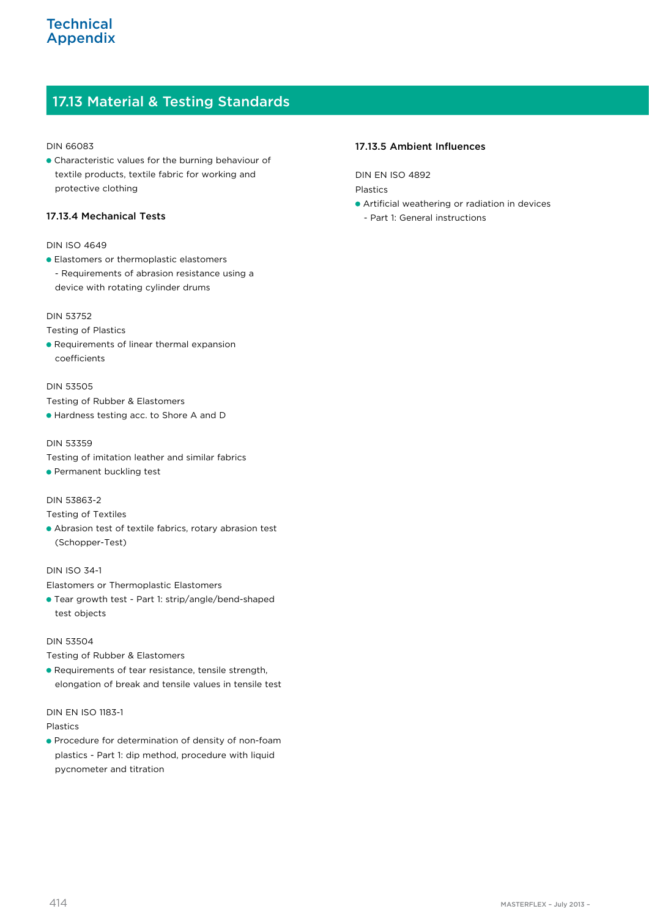## 17.13 Material & Testing Standards

DIN 66083

- Characteristic values for the burning behaviour of textile products, textile fabric for working and protective clothing

### 17.13.4 Mechanical Tests

DIN ISO 4649

- Elastomers or thermoplastic elastomers - Requirements of abrasion resistance using a device with rotating cylinder drums

DIN 53752

Testing of Plastics

- Requirements of linear thermal expansion coefficients

DIN 53505

Testing of Rubber & Elastomers

- Hardness testing acc. to Shore A and D

DIN 53359

Testing of imitation leather and similar fabrics

- Permanent buckling test

DIN 53863-2

Testing of Textiles

- Abrasion test of textile fabrics, rotary abrasion test (Schopper-Test)

DIN ISO 34-1

Elastomers or Thermoplastic Elastomers

- Tear growth test - Part 1: strip/angle/bend-shaped test objects

DIN 53504

Testing of Rubber & Elastomers

- Requirements of tear resistance, tensile strength, elongation of break and tensile values in tensile test

DIN EN ISO 1183-1

Plastics

- Procedure for determination of density of non-foam plastics - Part 1: dip method, procedure with liquid pycnometer and titration

### 17.13.5 Ambient Influences

DIN EN ISO 4892

Plastics

- Artificial weathering or radiation in devices - Part 1: General instructions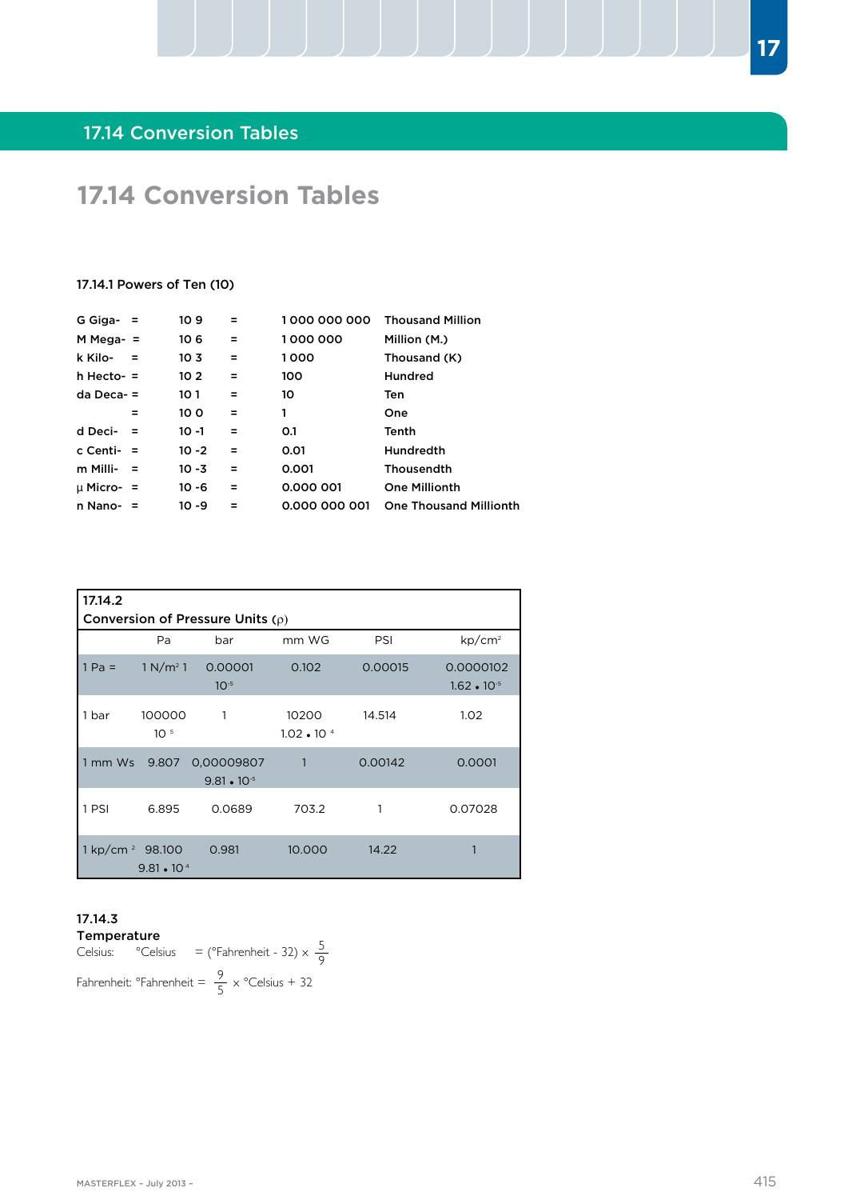## 17.14 Conversion Tables

# 17.14 Conversion Tables

### 17.14.1 Powers of Ten (10)

| | | | | | |
|---|---|---|---|---|---|
| G Giga- | = | $10^9$ | = | 1 000 000 000 | Thousand Million |
| M Mega- | = | $10^6$ | = | 1 000 000 | Million (M.) |
| k Kilo- | = | $10^3$ | = | 1 000 | Thousand (K) |
| h Hecto- | = | $10^2$ | = | 100 | Hundred |
| da Deca- | = | $10^1$ | = | 10 | Ten |
| | = | $10^0$ | = | 1 | One |
| d Deci- | = | $10^{-1}$ | = | 0.1 | Tenth |
| c Centi- | = | $10^{-2}$ | = | 0.01 | Hundredth |
| m Milli- | = | $10^{-3}$ | = | 0.001 | Thousendth |
| µ Micro- | = | $10^{-6}$ | = | 0.000 001 | One Millionth |
| n Nano- | = | $10^{-9}$ | = | 0.000 000 001 | One Thousand Millionth |

### 17.14.2 Conversion of Pressure Units (ρ)

| | Pa | bar | mm WG | PSI | kp/cm² |
|---|---|---|---|---|---|
| 1 Pa = | 1 N/m² 1 | 0.00001 $10^{-5}$ | 0.102 | 0.00015 | 0.0000102 $1.62 \cdot 10^{-5}$ |
| 1 bar | 100000 $10^5$ | 1 | 10200 $1.02 \cdot 10^4$ | 14.514 | 1.02 |
| 1 mm Ws | 9.807 | 0,00009807 $9.81 \cdot 10^{-5}$ | 1 | 0.00142 | 0.0001 |
| 1 PSI | 6.895 | 0.0689 | 703.2 | 1 | 0.07028 |
| 1 kp/cm² | 98.100 $9.81 \cdot 10^4$ | 0.981 | 10.000 | 14.22 | 1 |

### 17.14.3 Temperature

Celsius: °Celsius $= (°\text{Fahrenheit} - 32) \times \frac{5}{9}$

Fahrenheit: °Fahrenheit $= \frac{9}{5} \times °\text{Celsius} + 32$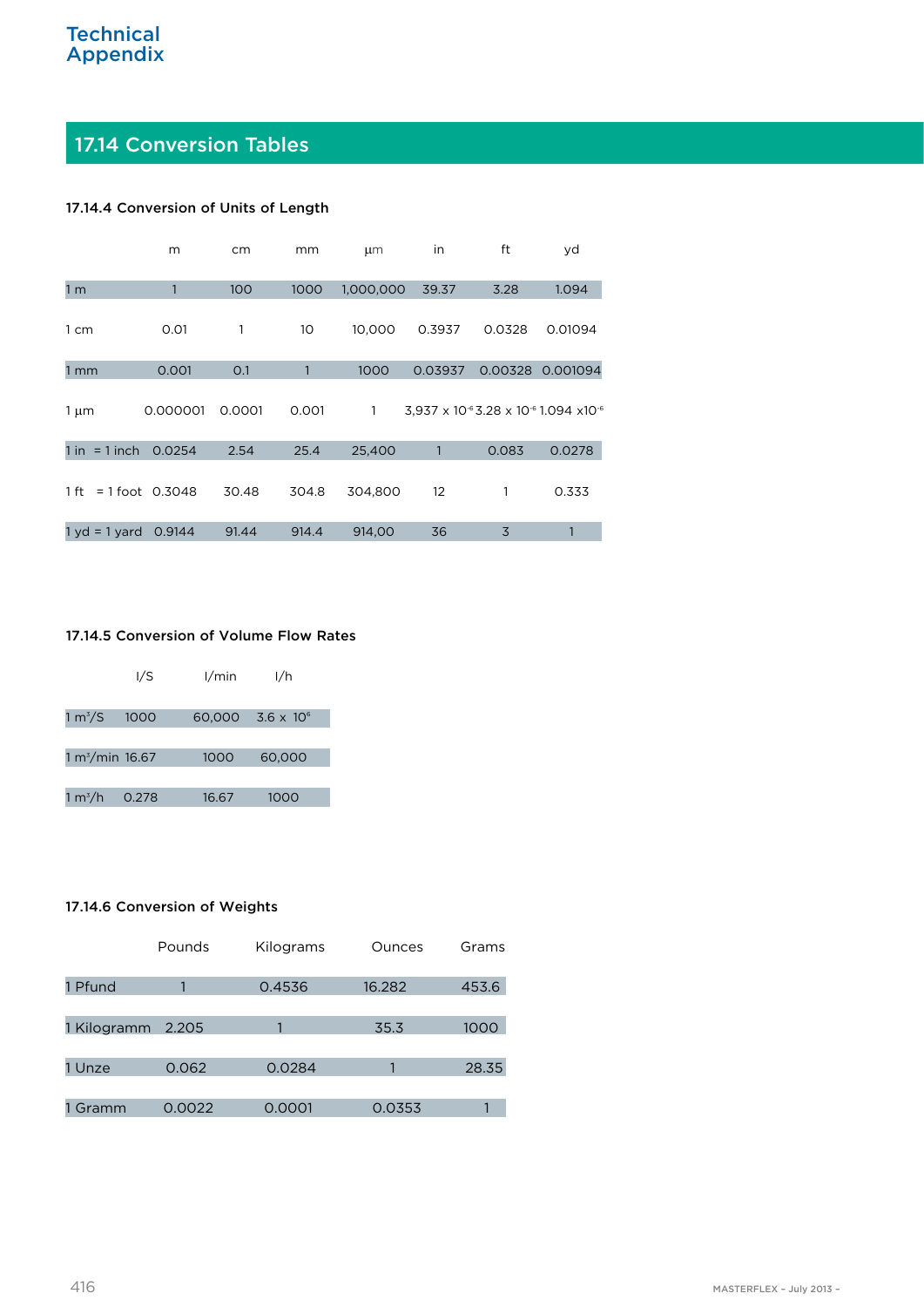# Technical Appendix

## 17.14 Conversion Tables

### 17.14.4 Conversion of Units of Length

| | m | cm | mm | µm | in | ft | yd |
|---|---|---|---|---|---|---|---|
| 1 m | 1 | 100 | 1000 | 1,000,000 | 39.37 | 3.28 | 1.094 |
| 1 cm | 0.01 | 1 | 10 | 10,000 | 0.3937 | 0.0328 | 0.01094 |
| 1 mm | 0.001 | 0.1 | 1 | 1000 | 0.03937 | 0.00328 | 0.001094 |
| 1 µm | 0.000001 | 0.0001 | 0.001 | 1 | 3,937 x $10^{-6}$ | 3.28 x $10^{-6}$ | 1.094 x$10^{-6}$ |
| 1 in = 1 inch | 0.0254 | 2.54 | 25.4 | 25,400 | 1 | 0.083 | 0.0278 |
| 1 ft = 1 foot | 0.3048 | 30.48 | 304.8 | 304,800 | 12 | 1 | 0.333 |
| 1 yd = 1 yard | 0.9144 | 91.44 | 914.4 | 914,00 | 36 | 3 | 1 |

### 17.14.5 Conversion of Volume Flow Rates

| | l/S | l/min | l/h |
|---|---|---|---|
| 1 $m^3$/S | 1000 | 60,000 | 3.6 x $10^6$ |
| 1 $m^3$/min | 16.67 | 1000 | 60,000 |
| 1 $m^3$/h | 0.278 | 16.67 | 1000 |

### 17.14.6 Conversion of Weights

| | Pounds | Kilograms | Ounces | Grams |
|---|---|---|---|---|
| 1 Pfund | 1 | 0.4536 | 16.282 | 453.6 |
| 1 Kilogramm | 2.205 | 1 | 35.3 | 1000 |
| 1 Unze | 0.062 | 0.0284 | 1 | 28.35 |
| 1 Gramm | 0.0022 | 0.0001 | 0.0353 | 1 |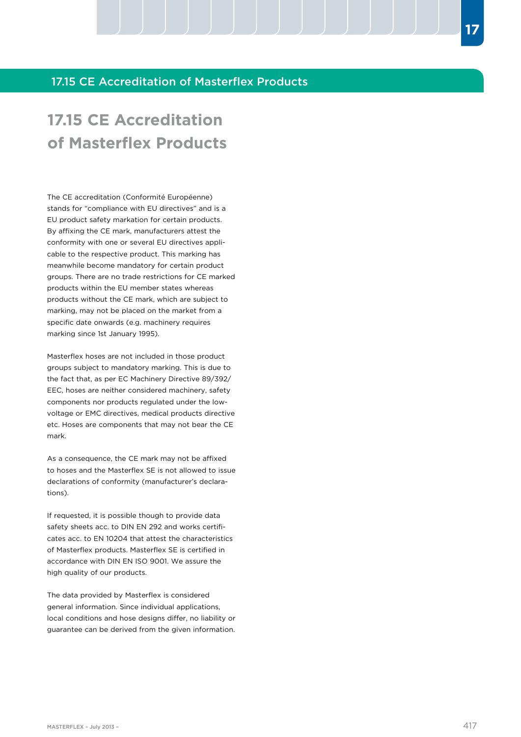# 17.15 CE Accreditation of Masterflex Products

The CE accreditation (Conformité Européenne) stands for "compliance with EU directives" and is a EU product safety markation for certain products. By affixing the CE mark, manufacturers attest the conformity with one or several EU directives applicable to the respective product. This marking has meanwhile become mandatory for certain product groups. There are no trade restrictions for CE marked products within the EU member states whereas products without the CE mark, which are subject to marking, may not be placed on the market from a specific date onwards (e.g. machinery requires marking since 1st January 1995).

Masterflex hoses are not included in those product groups subject to mandatory marking. This is due to the fact that, as per EC Machinery Directive 89/392/EEC, hoses are neither considered machinery, safety components nor products regulated under the low-voltage or EMC directives, medical products directive etc. Hoses are components that may not bear the CE mark.

As a consequence, the CE mark may not be affixed to hoses and the Masterflex SE is not allowed to issue declarations of conformity (manufacturer's declarations).

If requested, it is possible though to provide data safety sheets acc. to DIN EN 292 and works certificates acc. to EN 10204 that attest the characteristics of Masterflex products. Masterflex SE is certified in accordance with DIN EN ISO 9001. We assure the high quality of our products.

The data provided by Masterflex is considered general information. Since individual applications, local conditions and hose designs differ, no liability or guarantee can be derived from the given information.